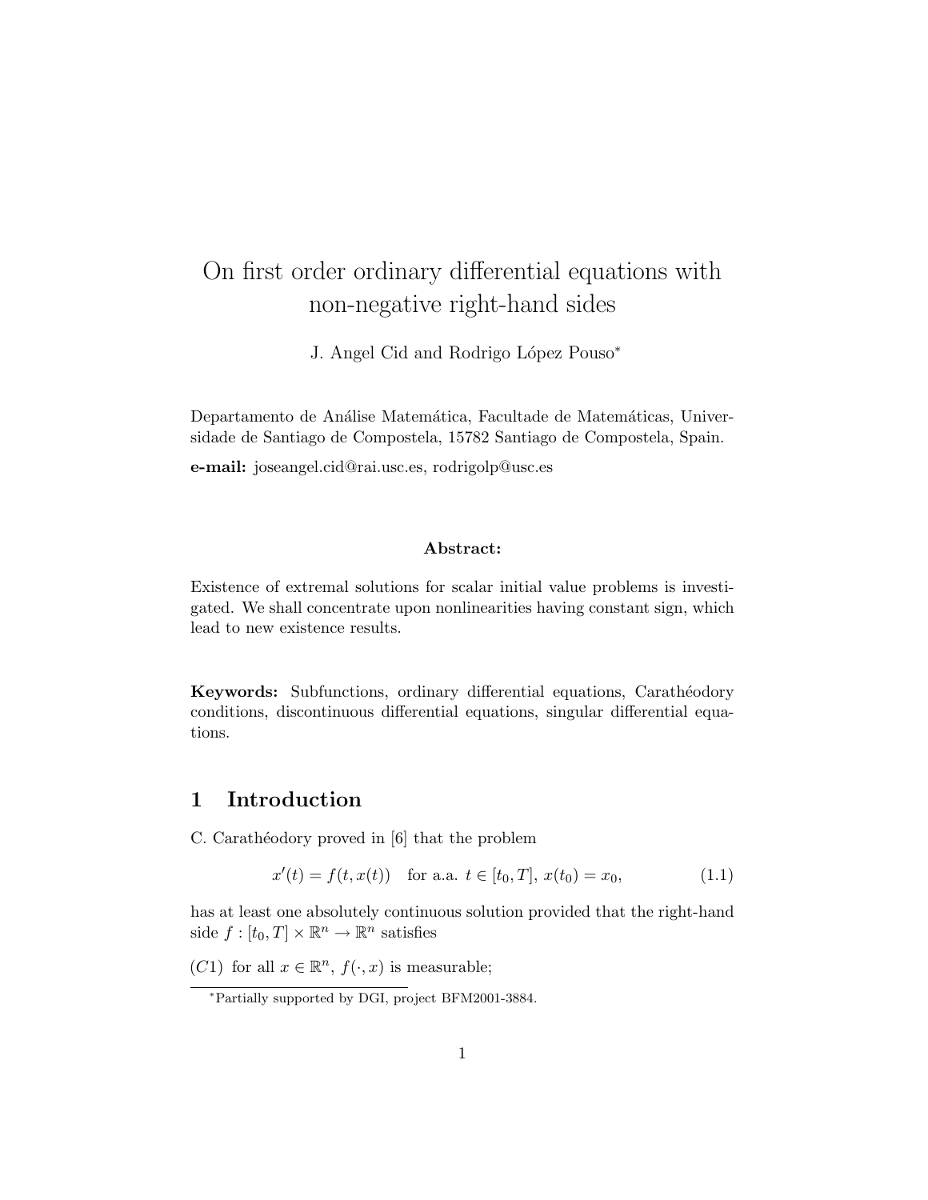# On first order ordinary differential equations with non-negative right-hand sides

J. Angel Cid and Rodrigo López Pouso*

Departamento de Análise Matemática, Facultade de Matemáticas, Universidade de Santiago de Compostela, 15782 Santiago de Compostela, Spain.

**e-mail:** joseangel.cid@rai.usc.es, rodrigolp@usc.es

**Abstract:**

Existence of extremal solutions for scalar initial value problems is investigated. We shall concentrate upon nonlinearities having constant sign, which lead to new existence results.

**Keywords:** Subfunctions, ordinary differential equations, Carathéodory conditions, discontinuous differential equations, singular differential equations.

## 1 Introduction

C. Carathéodory proved in [6] that the problem

$$x'(t) = f(t, x(t)) \quad \text{for a.a. } t \in [t_0, T],\ x(t_0) = x_0, \tag{1.1}$$

has at least one absolutely continuous solution provided that the right-hand side $f : [t_0, T] \times \mathbb{R}^n \to \mathbb{R}^n$ satisfies

$(C1)$ for all $x \in \mathbb{R}^n$, $f(\cdot, x)$ is measurable;

*Partially supported by DGI, project BFM2001-3884.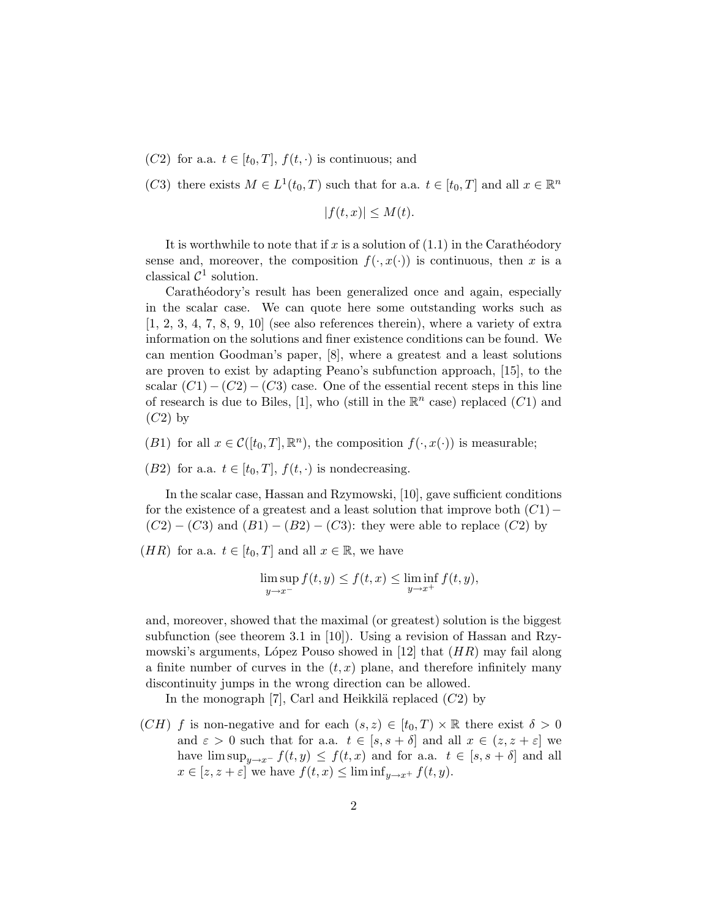(*C*2) for a.a. $t \in [t_0, T]$, $f(t, \cdot)$ is continuous; and

(*C*3) there exists $M \in L^1(t_0, T)$ such that for a.a. $t \in [t_0, T]$ and all $x \in \mathbb{R}^n$

$$|f(t, x)| \leq M(t).$$

It is worthwhile to note that if $x$ is a solution of (1.1) in the Carathéodory sense and, moreover, the composition $f(\cdot, x(\cdot))$ is continuous, then $x$ is a classical $\mathcal{C}^1$ solution.

Carathéodory's result has been generalized once and again, especially in the scalar case. We can quote here some outstanding works such as [1, 2, 3, 4, 7, 8, 9, 10] (see also references therein), where a variety of extra information on the solutions and finer existence conditions can be found. We can mention Goodman's paper, [8], where a greatest and a least solutions are proven to exist by adapting Peano's subfunction approach, [15], to the scalar $(C1) - (C2) - (C3)$ case. One of the essential recent steps in this line of research is due to Biles, [1], who (still in the $\mathbb{R}^n$ case) replaced $(C1)$ and $(C2)$ by

(*B*1) for all $x \in \mathcal{C}([t_0, T], \mathbb{R}^n)$, the composition $f(\cdot, x(\cdot))$ is measurable;

(*B*2) for a.a. $t \in [t_0, T]$, $f(t, \cdot)$ is nondecreasing.

In the scalar case, Hassan and Rzymowski, [10], gave sufficient conditions for the existence of a greatest and a least solution that improve both $(C1) - (C2) - (C3)$ and $(B1) - (B2) - (C3)$: they were able to replace $(C2)$ by

(*HR*) for a.a. $t \in [t_0, T]$ and all $x \in \mathbb{R}$, we have

$$\limsup_{y \to x^-} f(t, y) \leq f(t, x) \leq \liminf_{y \to x^+} f(t, y),$$

and, moreover, showed that the maximal (or greatest) solution is the biggest subfunction (see theorem 3.1 in [10]). Using a revision of Hassan and Rzymowski's arguments, López Pouso showed in [12] that $(HR)$ may fail along a finite number of curves in the $(t, x)$ plane, and therefore infinitely many discontinuity jumps in the wrong direction can be allowed.

In the monograph [7], Carl and Heikkilä replaced $(C2)$ by

(*CH*) $f$ is non-negative and for each $(s, z) \in [t_0, T) \times \mathbb{R}$ there exist $\delta > 0$ and $\varepsilon > 0$ such that for a.a. $t \in [s, s + \delta]$ and all $x \in (z, z + \varepsilon]$ we have $\limsup_{y \to x^-} f(t, y) \leq f(t, x)$ and for a.a. $t \in [s, s + \delta]$ and all $x \in [z, z + \varepsilon]$ we have $f(t, x) \leq \liminf_{y \to x^+} f(t, y)$.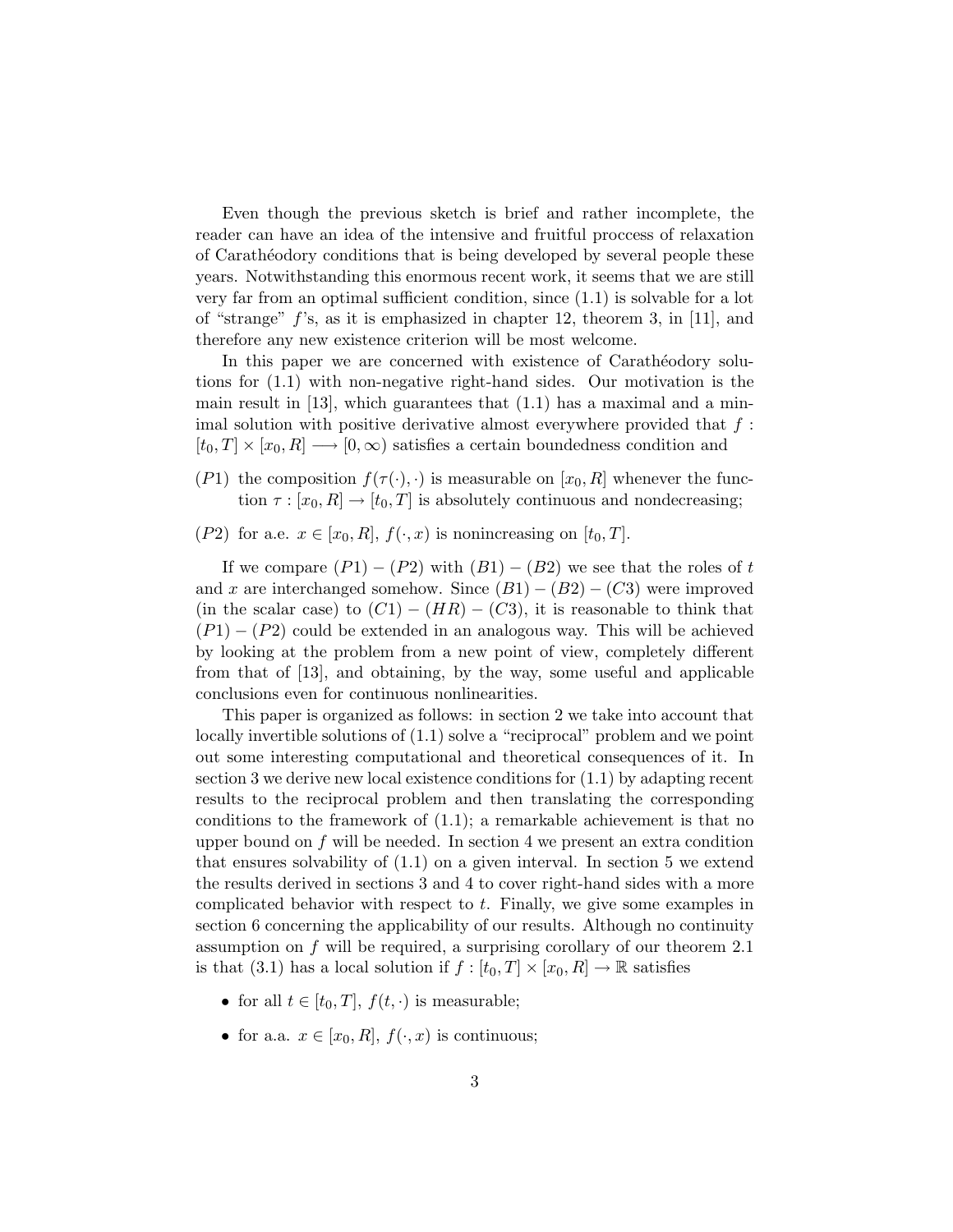Even though the previous sketch is brief and rather incomplete, the reader can have an idea of the intensive and fruitful proccess of relaxation of Carathéodory conditions that is being developed by several people these years. Notwithstanding this enormous recent work, it seems that we are still very far from an optimal sufficient condition, since (1.1) is solvable for a lot of "strange" $f$'s, as it is emphasized in chapter 12, theorem 3, in [11], and therefore any new existence criterion will be most welcome.

In this paper we are concerned with existence of Carathéodory solutions for (1.1) with non-negative right-hand sides. Our motivation is the main result in [13], which guarantees that (1.1) has a maximal and a minimal solution with positive derivative almost everywhere provided that $f : [t_0, T] \times [x_0, R] \longrightarrow [0, \infty)$ satisfies a certain boundedness condition and

- $(P1)$ the composition $f(\tau(\cdot), \cdot)$ is measurable on $[x_0, R]$ whenever the function $\tau : [x_0, R] \to [t_0, T]$ is absolutely continuous and nondecreasing;
- $(P2)$ for a.e. $x \in [x_0, R]$, $f(\cdot, x)$ is nonincreasing on $[t_0, T]$.

If we compare $(P1) - (P2)$ with $(B1) - (B2)$ we see that the roles of $t$ and $x$ are interchanged somehow. Since $(B1) - (B2) - (C3)$ were improved (in the scalar case) to $(C1) - (HR) - (C3)$, it is reasonable to think that $(P1) - (P2)$ could be extended in an analogous way. This will be achieved by looking at the problem from a new point of view, completely different from that of [13], and obtaining, by the way, some useful and applicable conclusions even for continuous nonlinearities.

This paper is organized as follows: in section 2 we take into account that locally invertible solutions of (1.1) solve a "reciprocal" problem and we point out some interesting computational and theoretical consequences of it. In section 3 we derive new local existence conditions for (1.1) by adapting recent results to the reciprocal problem and then translating the corresponding conditions to the framework of (1.1); a remarkable achievement is that no upper bound on $f$ will be needed. In section 4 we present an extra condition that ensures solvability of (1.1) on a given interval. In section 5 we extend the results derived in sections 3 and 4 to cover right-hand sides with a more complicated behavior with respect to $t$. Finally, we give some examples in section 6 concerning the applicability of our results. Although no continuity assumption on $f$ will be required, a surprising corollary of our theorem 2.1 is that (3.1) has a local solution if $f : [t_0, T] \times [x_0, R] \to \mathbb{R}$ satisfies

- for all $t \in [t_0, T]$, $f(t, \cdot)$ is measurable;
- for a.a. $x \in [x_0, R]$, $f(\cdot, x)$ is continuous;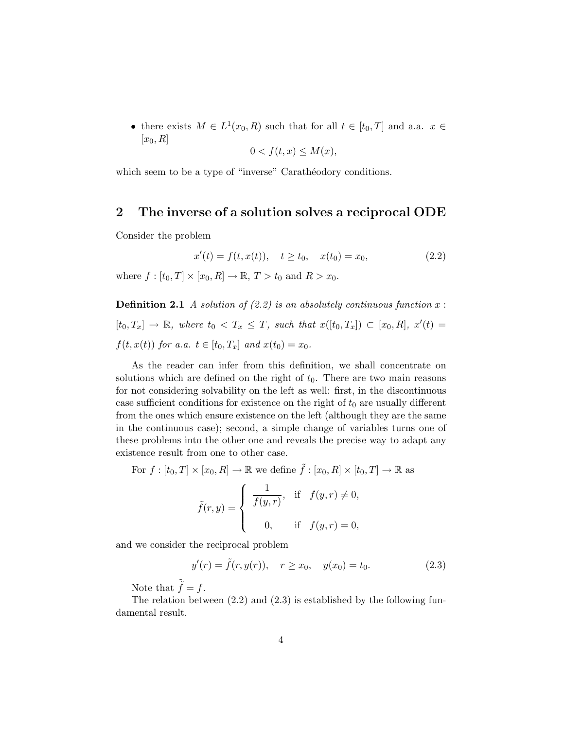- there exists $M \in L^1(x_0, R)$ such that for all $t \in [t_0, T]$ and a.a. $x \in [x_0, R]$

$$0 < f(t,x) \leq M(x),$$

which seem to be a type of "inverse" Carathéodory conditions.

## 2 The inverse of a solution solves a reciprocal ODE

Consider the problem

$$x'(t) = f(t, x(t)), \quad t \geq t_0, \quad x(t_0) = x_0, \tag{2.2}$$

where $f : [t_0, T] \times [x_0, R] \to \mathbb{R}$, $T > t_0$ and $R > x_0$.

**Definition 2.1** *A solution of (2.2) is an absolutely continuous function $x : [t_0, T_x] \to \mathbb{R}$, where $t_0 < T_x \leq T$, such that $x([t_0, T_x]) \subset [x_0, R]$, $x'(t) = f(t, x(t))$ for a.a. $t \in [t_0, T_x]$ and $x(t_0) = x_0$.*

As the reader can infer from this definition, we shall concentrate on solutions which are defined on the right of $t_0$. There are two main reasons for not considering solvability on the left as well: first, in the discontinuous case sufficient conditions for existence on the right of $t_0$ are usually different from the ones which ensure existence on the left (although they are the same in the continuous case); second, a simple change of variables turns one of these problems into the other one and reveals the precise way to adapt any existence result from one to other case.

For $f : [t_0, T] \times [x_0, R] \to \mathbb{R}$ we define $\tilde{f} : [x_0, R] \times [t_0, T] \to \mathbb{R}$ as

$$\tilde{f}(r, y) = \begin{cases} \dfrac{1}{f(y, r)}, & \text{if} \quad f(y, r) \neq 0, \\[2ex] 0, & \text{if} \quad f(y, r) = 0, \end{cases}$$

and we consider the reciprocal problem

$$y'(r) = \tilde{f}(r, y(r)), \quad r \geq x_0, \quad y(x_0) = t_0. \tag{2.3}$$

Note that $\tilde{\tilde{f}} = f$.

The relation between (2.2) and (2.3) is established by the following fundamental result.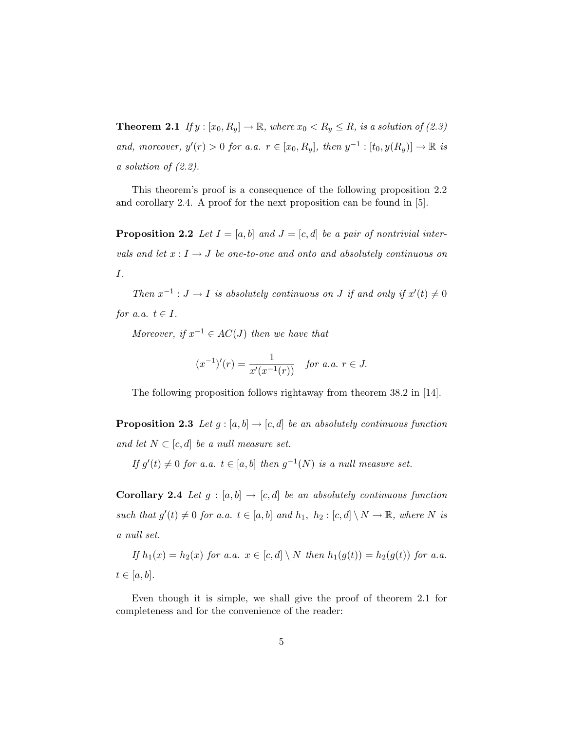**Theorem 2.1** *If $y : [x_0, R_y] \to \mathbb{R}$, where $x_0 < R_y \leq R$, is a solution of (2.3) and, moreover, $y'(r) > 0$ for a.a. $r \in [x_0, R_y]$, then $y^{-1} : [t_0, y(R_y)] \to \mathbb{R}$ is a solution of (2.2).*

This theorem's proof is a consequence of the following proposition 2.2 and corollary 2.4. A proof for the next proposition can be found in [5].

**Proposition 2.2** *Let $I = [a, b]$ and $J = [c, d]$ be a pair of nontrivial intervals and let $x : I \to J$ be one-to-one and onto and absolutely continuous on $I$.*

*Then $x^{-1} : J \to I$ is absolutely continuous on $J$ if and only if $x'(t) \neq 0$ for a.a. $t \in I$.*

*Moreover, if $x^{-1} \in AC(J)$ then we have that*

$$(x^{-1})'(r) = \frac{1}{x'(x^{-1}(r))} \quad \textit{for a.a. } r \in J.$$

The following proposition follows rightaway from theorem 38.2 in [14].

**Proposition 2.3** *Let $g : [a, b] \to [c, d]$ be an absolutely continuous function and let $N \subset [c, d]$ be a null measure set.*

*If $g'(t) \neq 0$ for a.a. $t \in [a, b]$ then $g^{-1}(N)$ is a null measure set.*

**Corollary 2.4** *Let $g : [a, b] \to [c, d]$ be an absolutely continuous function such that $g'(t) \neq 0$ for a.a. $t \in [a, b]$ and $h_1,\ h_2 : [c, d] \setminus N \to \mathbb{R}$, where $N$ is a null set.*

*If $h_1(x) = h_2(x)$ for a.a. $x \in [c, d] \setminus N$ then $h_1(g(t)) = h_2(g(t))$ for a.a. $t \in [a, b]$.*

Even though it is simple, we shall give the proof of theorem 2.1 for completeness and for the convenience of the reader: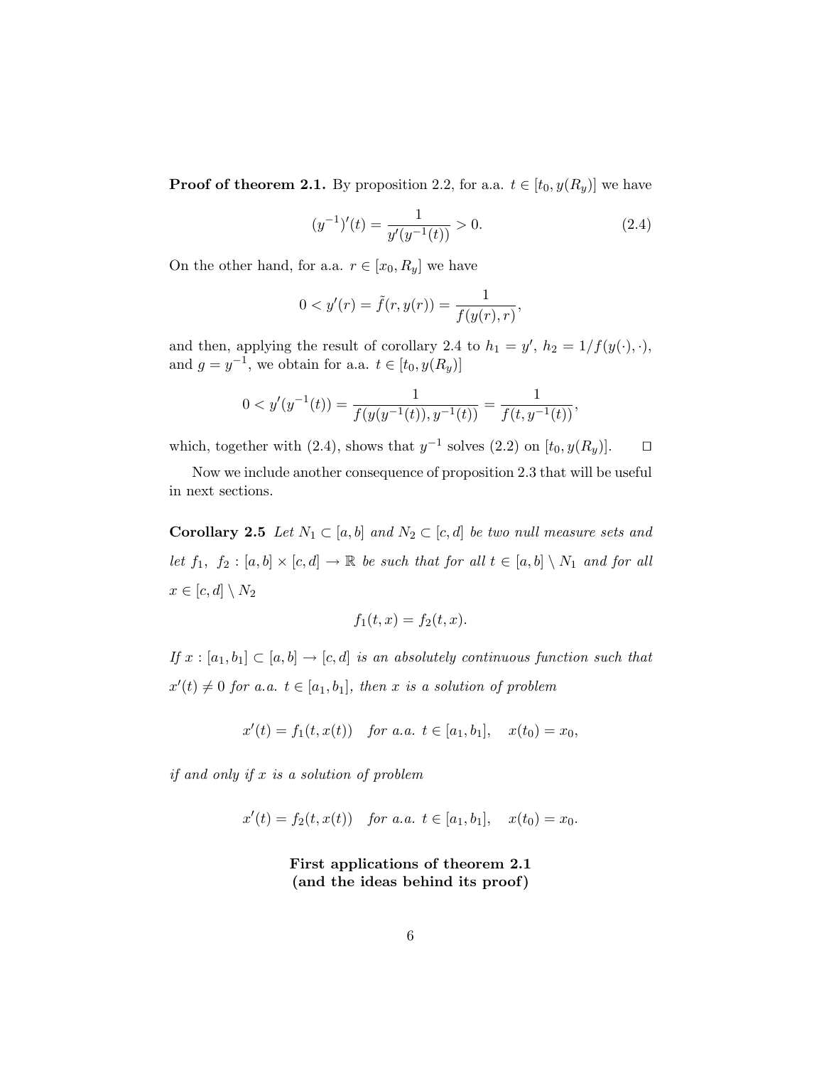**Proof of theorem 2.1.** By proposition 2.2, for a.a. $t \in [t_0, y(R_y)]$ we have

$$(y^{-1})'(t) = \frac{1}{y'(y^{-1}(t))} > 0. \tag{2.4}$$

On the other hand, for a.a. $r \in [x_0, R_y]$ we have

$$0 < y'(r) = \tilde{f}(r, y(r)) = \frac{1}{f(y(r), r)},$$

and then, applying the result of corollary 2.4 to $h_1 = y'$, $h_2 = 1/f(y(\cdot), \cdot)$, and $g = y^{-1}$, we obtain for a.a. $t \in [t_0, y(R_y)]$

$$0 < y'(y^{-1}(t)) = \frac{1}{f(y(y^{-1}(t)), y^{-1}(t))} = \frac{1}{f(t, y^{-1}(t))},$$

which, together with (2.4), shows that $y^{-1}$ solves (2.2) on $[t_0, y(R_y)]$. $\square$

Now we include another consequence of proposition 2.3 that will be useful in next sections.

**Corollary 2.5** *Let $N_1 \subset [a, b]$ and $N_2 \subset [c, d]$ be two null measure sets and let $f_1, \ f_2 : [a, b] \times [c, d] \to \mathbb{R}$ be such that for all $t \in [a, b] \setminus N_1$ and for all $x \in [c, d] \setminus N_2$*

$$f_1(t, x) = f_2(t, x).$$

*If $x : [a_1, b_1] \subset [a, b] \to [c, d]$ is an absolutely continuous function such that $x'(t) \neq 0$ for a.a. $t \in [a_1, b_1]$, then $x$ is a solution of problem*

$$x'(t) = f_1(t, x(t)) \quad \textit{for a.a. } t \in [a_1, b_1], \quad x(t_0) = x_0,$$

*if and only if $x$ is a solution of problem*

$$x'(t) = f_2(t, x(t)) \quad \textit{for a.a. } t \in [a_1, b_1], \quad x(t_0) = x_0.$$

**First applications of theorem 2.1**
**(and the ideas behind its proof)**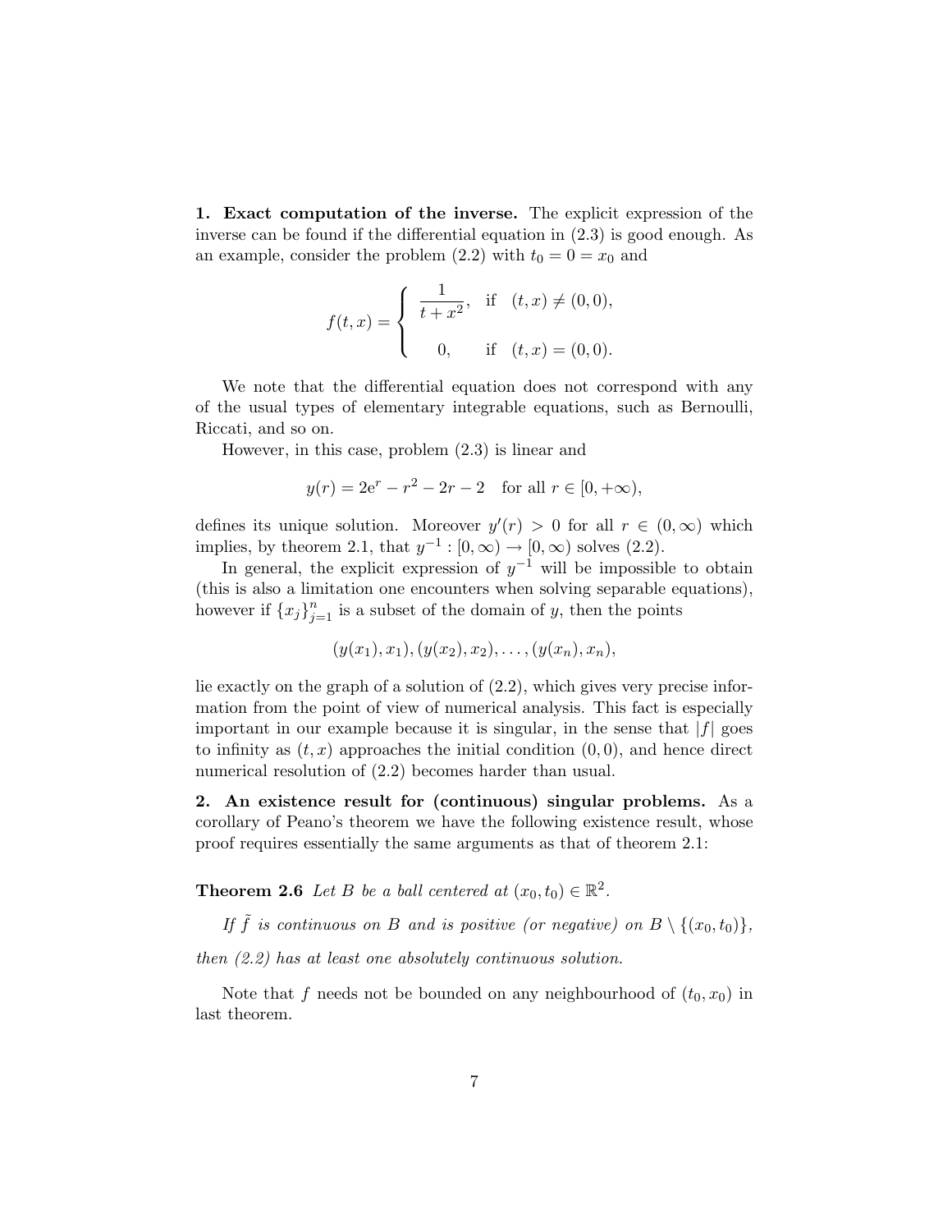**1. Exact computation of the inverse.** The explicit expression of the inverse can be found if the differential equation in (2.3) is good enough. As an example, consider the problem (2.2) with $t_0 = 0 = x_0$ and

$$f(t,x) = \begin{cases} \dfrac{1}{t+x^2}, & \text{if} \quad (t,x) \neq (0,0), \\[2ex] 0, & \text{if} \quad (t,x) = (0,0). \end{cases}$$

We note that the differential equation does not correspond with any of the usual types of elementary integrable equations, such as Bernoulli, Riccati, and so on.

However, in this case, problem (2.3) is linear and

$$y(r) = 2e^r - r^2 - 2r - 2 \quad \text{for all } r \in [0, +\infty),$$

defines its unique solution. Moreover $y'(r) > 0$ for all $r \in (0, \infty)$ which implies, by theorem 2.1, that $y^{-1} : [0, \infty) \to [0, \infty)$ solves (2.2).

In general, the explicit expression of $y^{-1}$ will be impossible to obtain (this is also a limitation one encounters when solving separable equations), however if $\{x_j\}_{j=1}^n$ is a subset of the domain of $y$, then the points

$$(y(x_1), x_1), (y(x_2), x_2), \ldots, (y(x_n), x_n),$$

lie exactly on the graph of a solution of (2.2), which gives very precise information from the point of view of numerical analysis. This fact is especially important in our example because it is singular, in the sense that $|f|$ goes to infinity as $(t,x)$ approaches the initial condition $(0,0)$, and hence direct numerical resolution of (2.2) becomes harder than usual.

**2. An existence result for (continuous) singular problems.** As a corollary of Peano's theorem we have the following existence result, whose proof requires essentially the same arguments as that of theorem 2.1:

**Theorem 2.6** *Let $B$ be a ball centered at $(x_0, t_0) \in \mathbb{R}^2$.*

*If $\tilde{f}$ is continuous on $B$ and is positive (or negative) on $B \setminus \{(x_0, t_0)\}$, then (2.2) has at least one absolutely continuous solution.*

Note that $f$ needs not be bounded on any neighbourhood of $(t_0, x_0)$ in last theorem.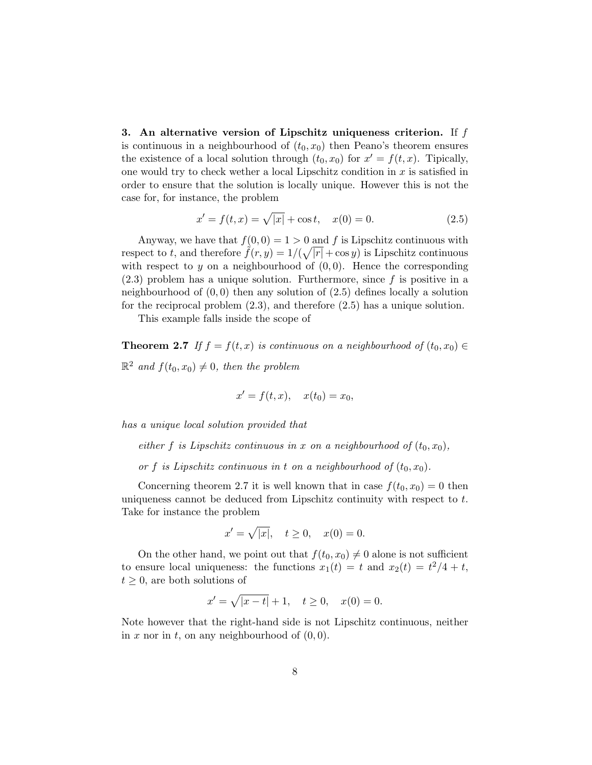**3. An alternative version of Lipschitz uniqueness criterion.** If $f$ is continuous in a neighbourhood of $(t_0, x_0)$ then Peano's theorem ensures the existence of a local solution through $(t_0, x_0)$ for $x' = f(t, x)$. Tipically, one would try to check wether a local Lipschitz condition in $x$ is satisfied in order to ensure that the solution is locally unique. However this is not the case for, for instance, the problem

$$x' = f(t, x) = \sqrt{|x|} + \cos t, \quad x(0) = 0. \tag{2.5}$$

Anyway, we have that $f(0, 0) = 1 > 0$ and $f$ is Lipschitz continuous with respect to $t$, and therefore $\tilde{f}(r, y) = 1/(\sqrt{|r|} + \cos y)$ is Lipschitz continuous with respect to $y$ on a neighbourhood of $(0, 0)$. Hence the corresponding (2.3) problem has a unique solution. Furthermore, since $f$ is positive in a neighbourhood of $(0, 0)$ then any solution of (2.5) defines locally a solution for the reciprocal problem (2.3), and therefore (2.5) has a unique solution.

This example falls inside the scope of

**Theorem 2.7** *If $f = f(t, x)$ is continuous on a neighbourhood of $(t_0, x_0) \in \mathbb{R}^2$ and $f(t_0, x_0) \neq 0$, then the problem*

$$x' = f(t, x), \quad x(t_0) = x_0,$$

*has a unique local solution provided that*

*either $f$ is Lipschitz continuous in $x$ on a neighbourhood of $(t_0, x_0)$,*

*or $f$ is Lipschitz continuous in $t$ on a neighbourhood of $(t_0, x_0)$.*

Concerning theorem 2.7 it is well known that in case $f(t_0, x_0) = 0$ then uniqueness cannot be deduced from Lipschitz continuity with respect to $t$. Take for instance the problem

$$x' = \sqrt{|x|}, \quad t \geq 0, \quad x(0) = 0.$$

On the other hand, we point out that $f(t_0, x_0) \neq 0$ alone is not sufficient to ensure local uniqueness: the functions $x_1(t) = t$ and $x_2(t) = t^2/4 + t$, $t \geq 0$, are both solutions of

$$x' = \sqrt{|x - t|} + 1, \quad t \geq 0, \quad x(0) = 0.$$

Note however that the right-hand side is not Lipschitz continuous, neither in $x$ nor in $t$, on any neighbourhood of $(0, 0)$.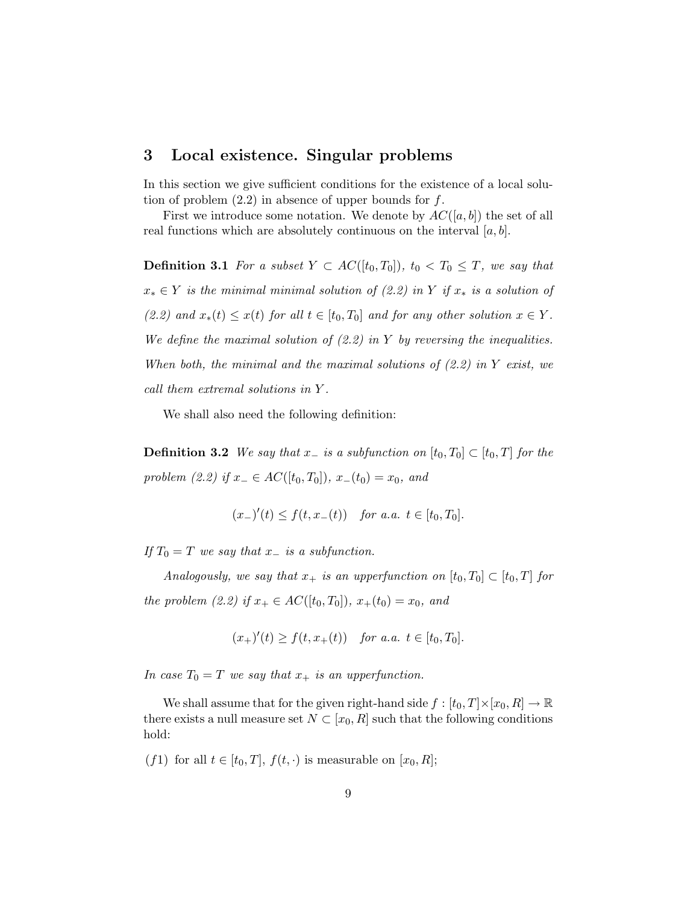## 3 Local existence. Singular problems

In this section we give sufficient conditions for the existence of a local solution of problem (2.2) in absence of upper bounds for $f$.

First we introduce some notation. We denote by $AC([a,b])$ the set of all real functions which are absolutely continuous on the interval $[a,b]$.

**Definition 3.1** *For a subset $Y \subset AC([t_0, T_0])$, $t_0 < T_0 \leq T$, we say that $x_* \in Y$ is the minimal minimal solution of (2.2) in $Y$ if $x_*$ is a solution of (2.2) and $x_*(t) \leq x(t)$ for all $t \in [t_0, T_0]$ and for any other solution $x \in Y$. We define the maximal solution of (2.2) in $Y$ by reversing the inequalities. When both, the minimal and the maximal solutions of (2.2) in $Y$ exist, we call them extremal solutions in $Y$.*

We shall also need the following definition:

**Definition 3.2** *We say that $x_-$ is a subfunction on $[t_0, T_0] \subset [t_0, T]$ for the problem (2.2) if $x_- \in AC([t_0, T_0])$, $x_-(t_0) = x_0$, and*

$$(x_-)'(t) \leq f(t, x_-(t)) \quad \textit{for a.a. } t \in [t_0, T_0].$$

*If $T_0 = T$ we say that $x_-$ is a subfunction.*

*Analogously, we say that $x_+$ is an upperfunction on $[t_0, T_0] \subset [t_0, T]$ for the problem (2.2) if $x_+ \in AC([t_0, T_0])$, $x_+(t_0) = x_0$, and*

$$(x_+)'(t) \geq f(t, x_+(t)) \quad \textit{for a.a. } t \in [t_0, T_0].$$

*In case $T_0 = T$ we say that $x_+$ is an upperfunction.*

We shall assume that for the given right-hand side $f : [t_0, T] \times [x_0, R] \to \mathbb{R}$ there exists a null measure set $N \subset [x_0, R]$ such that the following conditions hold:

$(f1)$ for all $t \in [t_0, T]$, $f(t, \cdot)$ is measurable on $[x_0, R]$;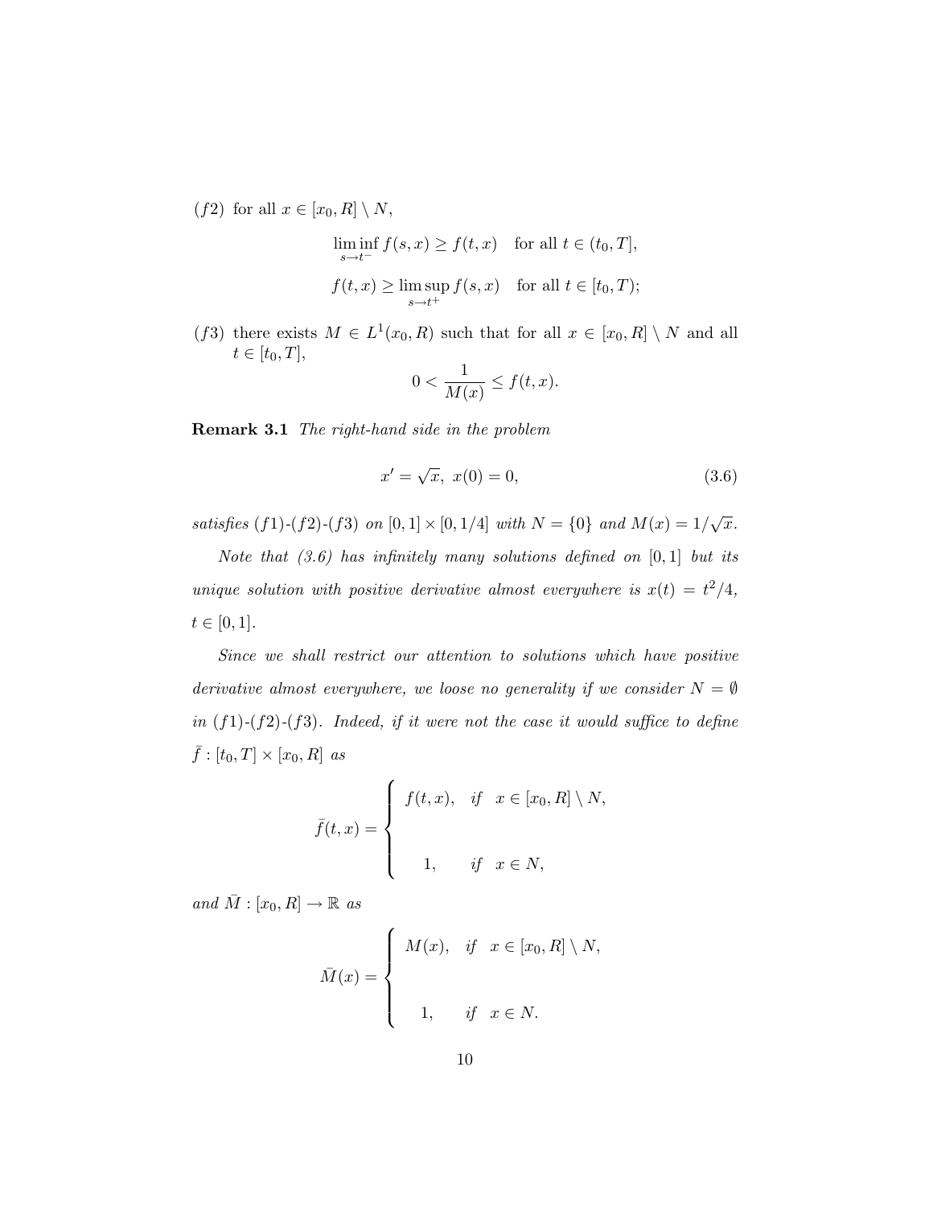$(f2)$ for all $x \in [x_0, R] \setminus N$,

$$\liminf_{s \to t^-} f(s,x) \geq f(t,x) \quad \text{for all } t \in (t_0, T],$$

$$f(t,x) \geq \limsup_{s \to t^+} f(s,x) \quad \text{for all } t \in [t_0, T);$$

$(f3)$ there exists $M \in L^1(x_0, R)$ such that for all $x \in [x_0, R] \setminus N$ and all $t \in [t_0, T]$,

$$0 < \frac{1}{M(x)} \leq f(t,x).$$

**Remark 3.1** *The right-hand side in the problem*

$$x' = \sqrt{x}, \; x(0) = 0, \tag{3.6}$$

*satisfies* $(f1)$-$(f2)$-$(f3)$ *on* $[0,1] \times [0, 1/4]$ *with* $N = \{0\}$ *and* $M(x) = 1/\sqrt{x}$.

*Note that (3.6) has infinitely many solutions defined on* $[0,1]$ *but its unique solution with positive derivative almost everywhere is* $x(t) = t^2/4$, $t \in [0,1]$.

*Since we shall restrict our attention to solutions which have positive derivative almost everywhere, we loose no generality if we consider* $N = \emptyset$ *in* $(f1)$-$(f2)$-$(f3)$. *Indeed, if it were not the case it would suffice to define* $\bar{f} : [t_0, T] \times [x_0, R]$ *as*

$$\bar{f}(t,x) = \begin{cases} f(t,x), & \text{if } \; x \in [x_0, R] \setminus N, \\ \\ 1, & \text{if } \; x \in N, \end{cases}$$

*and* $\bar{M} : [x_0, R] \to \mathbb{R}$ *as*

$$\bar{M}(x) = \begin{cases} M(x), & \text{if } \; x \in [x_0, R] \setminus N, \\ \\ 1, & \text{if } \; x \in N. \end{cases}$$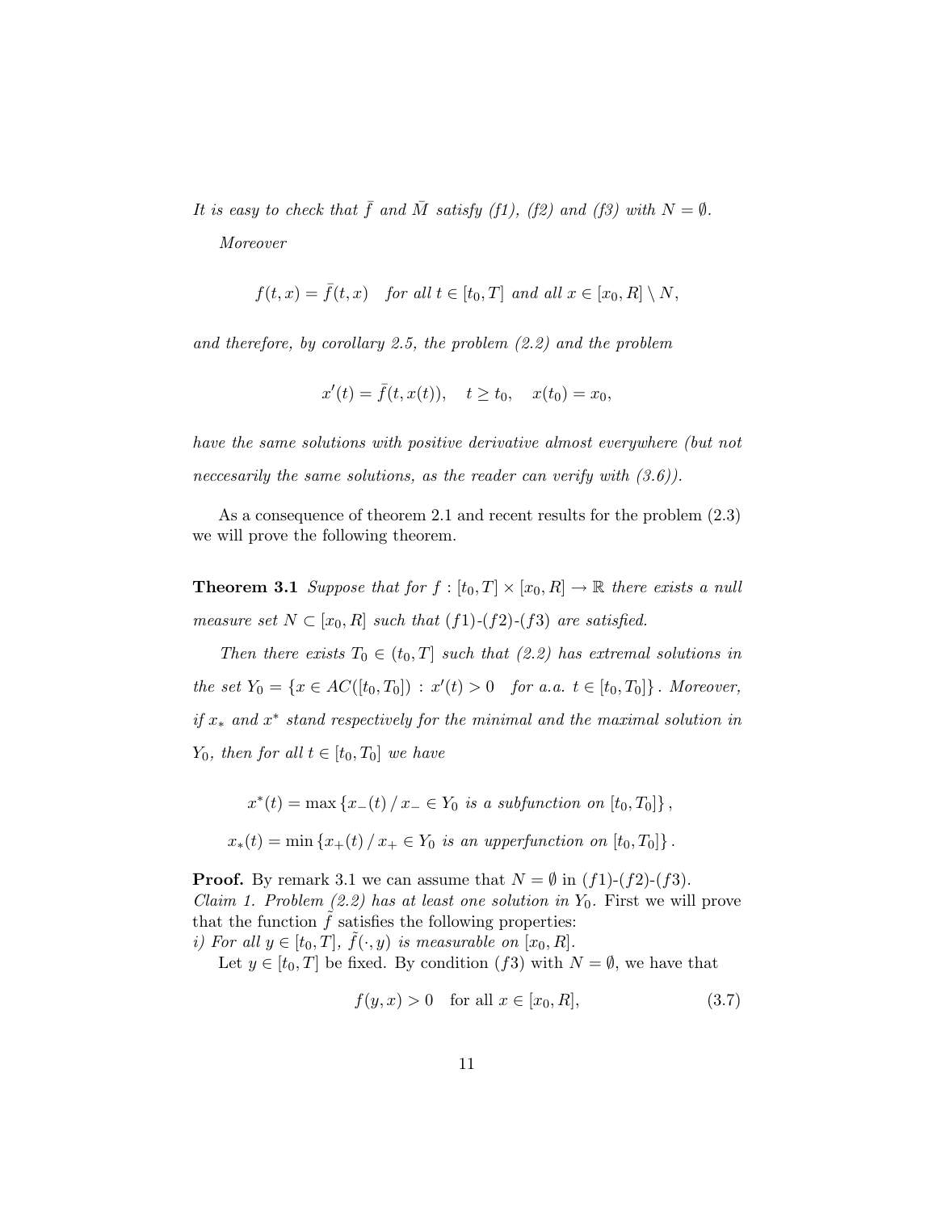*It is easy to check that $\bar{f}$ and $\bar{M}$ satisfy (f1), (f2) and (f3) with $N = \emptyset$.*

*Moreover*

$$f(t,x) = \bar{f}(t,x) \quad \textit{for all } t \in [t_0, T] \textit{ and all } x \in [x_0, R] \setminus N,$$

*and therefore, by corollary 2.5, the problem (2.2) and the problem*

$$x'(t) = \bar{f}(t, x(t)), \quad t \geq t_0, \quad x(t_0) = x_0,$$

*have the same solutions with positive derivative almost everywhere (but not neccesarily the same solutions, as the reader can verify with (3.6)).*

As a consequence of theorem 2.1 and recent results for the problem (2.3) we will prove the following theorem.

**Theorem 3.1** *Suppose that for $f : [t_0, T] \times [x_0, R] \to \mathbb{R}$ there exists a null measure set $N \subset [x_0, R]$ such that $(f1)$-$(f2)$-$(f3)$ are satisfied.*

*Then there exists $T_0 \in (t_0, T]$ such that (2.2) has extremal solutions in the set $Y_0 = \{x \in AC([t_0, T_0]) : x'(t) > 0 \quad \text{for a.a. } t \in [t_0, T_0]\}$. Moreover, if $x_*$ and $x^*$ stand respectively for the minimal and the maximal solution in $Y_0$, then for all $t \in [t_0, T_0]$ we have*

$$x^*(t) = \max\{x_-(t) \,/\, x_- \in Y_0 \text{ is a subfunction on } [t_0, T_0]\},$$

$$x_*(t) = \min\{x_+(t) \,/\, x_+ \in Y_0 \text{ is an upperfunction on } [t_0, T_0]\}.$$

**Proof.** By remark 3.1 we can assume that $N = \emptyset$ in $(f1)$-$(f2)$-$(f3)$.
*Claim 1. Problem (2.2) has at least one solution in $Y_0$.* First we will prove that the function $\tilde{f}$ satisfies the following properties:
*i) For all $y \in [t_0, T]$, $\tilde{f}(\cdot, y)$ is measurable on $[x_0, R]$.*

Let $y \in [t_0, T]$ be fixed. By condition $(f3)$ with $N = \emptyset$, we have that

$$f(y, x) > 0 \quad \text{for all } x \in [x_0, R], \tag{3.7}$$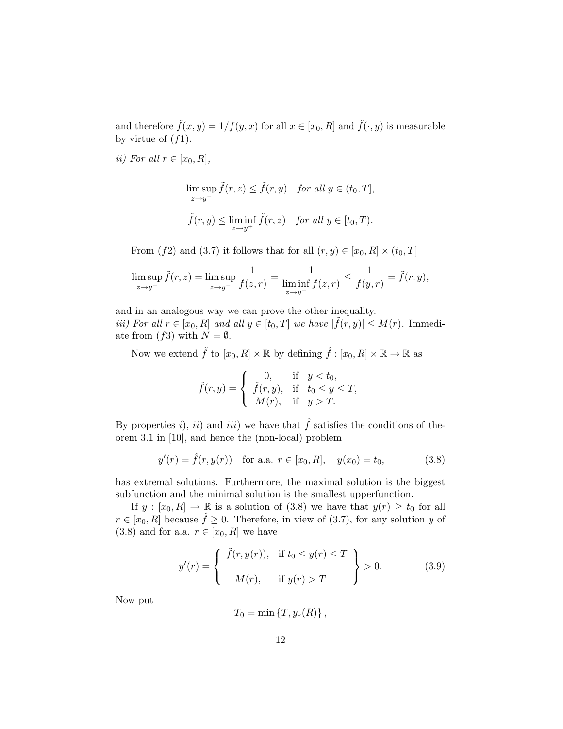and therefore $\tilde{f}(x,y) = 1/f(y,x)$ for all $x \in [x_0, R]$ and $\tilde{f}(\cdot, y)$ is measurable by virtue of $(f1)$.

*ii) For all $r \in [x_0, R]$,*

$$\limsup_{z \to y^-} \tilde{f}(r,z) \le \tilde{f}(r,y) \quad \textit{for all } y \in (t_0, T],$$

$$\tilde{f}(r,y) \le \liminf_{z \to y^+} \tilde{f}(r,z) \quad \textit{for all } y \in [t_0, T).$$

From $(f2)$ and (3.7) it follows that for all $(r,y) \in [x_0, R] \times (t_0, T]$

$$\limsup_{z \to y^-} \tilde{f}(r,z) = \limsup_{z \to y^-} \frac{1}{f(z,r)} = \frac{1}{\liminf_{z \to y^-} f(z,r)} \le \frac{1}{f(y,r)} = \tilde{f}(r,y),$$

and in an analogous way we can prove the other inequality.
*iii) For all $r \in [x_0, R]$ and all $y \in [t_0, T]$ we have $|\tilde{f}(r,y)| \le M(r)$.* Immediate from $(f3)$ with $N = \emptyset$.

Now we extend $\tilde{f}$ to $[x_0, R] \times \mathbb{R}$ by defining $\hat{f} : [x_0, R] \times \mathbb{R} \to \mathbb{R}$ as

$$\hat{f}(r,y) = \begin{cases} 0, & \text{if } \ y < t_0, \\ \tilde{f}(r,y), & \text{if } \ t_0 \le y \le T, \\ M(r), & \text{if } \ y > T. \end{cases}$$

By properties $i)$, $ii)$ and $iii)$ we have that $\hat{f}$ satisfies the conditions of theorem 3.1 in [10], and hence the (non-local) problem

$$y'(r) = \hat{f}(r, y(r)) \quad \text{for a.a. } r \in [x_0, R], \quad y(x_0) = t_0, \tag{3.8}$$

has extremal solutions. Furthermore, the maximal solution is the biggest subfunction and the minimal solution is the smallest upperfunction.

If $y : [x_0, R] \to \mathbb{R}$ is a solution of (3.8) we have that $y(r) \ge t_0$ for all $r \in [x_0, R]$ because $\hat{f} \ge 0$. Therefore, in view of (3.7), for any solution $y$ of (3.8) and for a.a. $r \in [x_0, R]$ we have

$$y'(r) = \left\{ \begin{array}{ll} \tilde{f}(r, y(r)), & \text{if } t_0 \le y(r) \le T \\ \\ M(r), & \text{if } y(r) > T \end{array} \right\} > 0. \tag{3.9}$$

Now put

$$T_0 = \min\{T, y_*(R)\},$$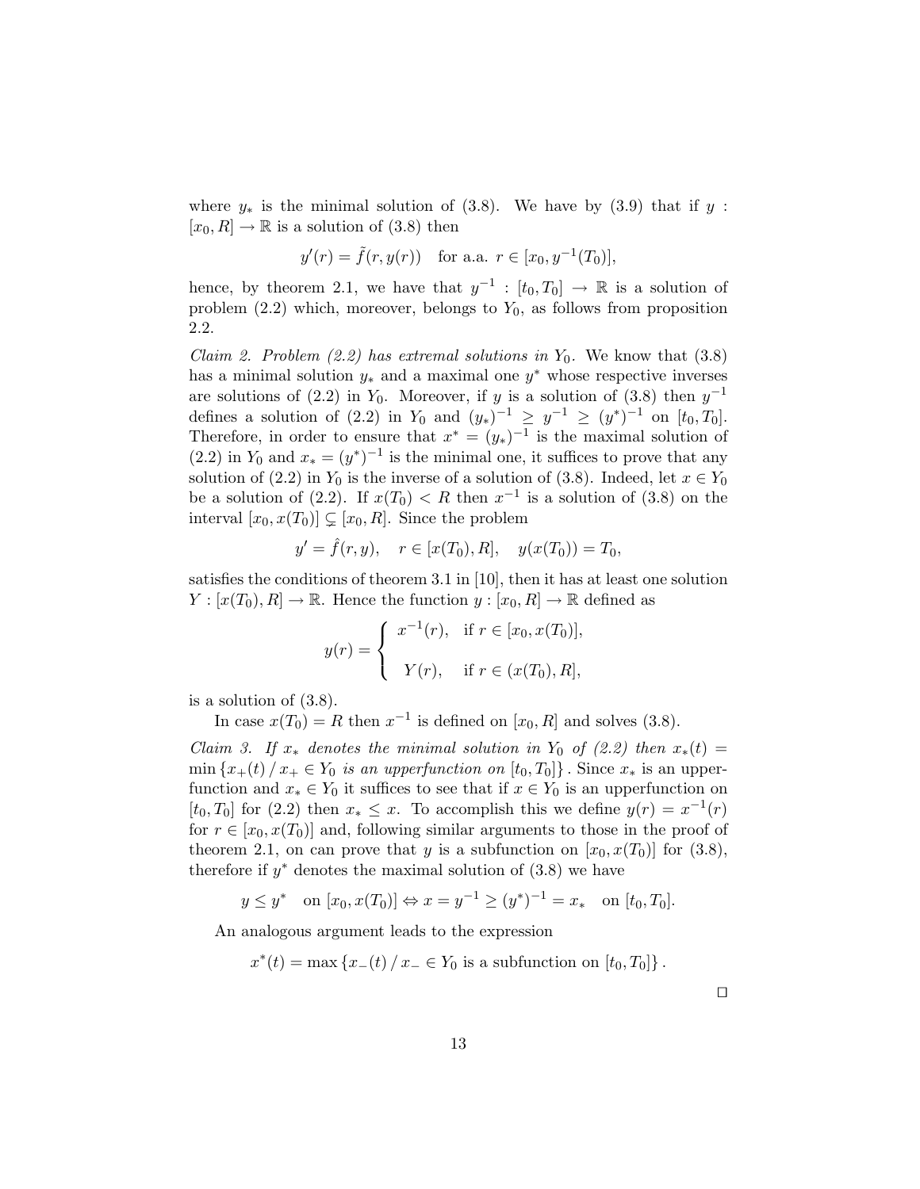where $y_*$ is the minimal solution of (3.8). We have by (3.9) that if $y : [x_0, R] \to \mathbb{R}$ is a solution of (3.8) then

$$y'(r) = \tilde{f}(r, y(r)) \quad \text{for a.a. } r \in [x_0, y^{-1}(T_0)],$$

hence, by theorem 2.1, we have that $y^{-1} : [t_0, T_0] \to \mathbb{R}$ is a solution of problem (2.2) which, moreover, belongs to $Y_0$, as follows from proposition 2.2.

*Claim 2. Problem (2.2) has extremal solutions in $Y_0$.* We know that (3.8) has a minimal solution $y_*$ and a maximal one $y^*$ whose respective inverses are solutions of (2.2) in $Y_0$. Moreover, if $y$ is a solution of (3.8) then $y^{-1}$ defines a solution of (2.2) in $Y_0$ and $(y_*)^{-1} \geq y^{-1} \geq (y^*)^{-1}$ on $[t_0, T_0]$. Therefore, in order to ensure that $x^* = (y_*)^{-1}$ is the maximal solution of (2.2) in $Y_0$ and $x_* = (y^*)^{-1}$ is the minimal one, it suffices to prove that any solution of (2.2) in $Y_0$ is the inverse of a solution of (3.8). Indeed, let $x \in Y_0$ be a solution of (2.2). If $x(T_0) < R$ then $x^{-1}$ is a solution of (3.8) on the interval $[x_0, x(T_0)] \subsetneq [x_0, R]$. Since the problem

$$y' = \hat{f}(r, y), \quad r \in [x(T_0), R], \quad y(x(T_0)) = T_0,$$

satisfies the conditions of theorem 3.1 in [10], then it has at least one solution $Y : [x(T_0), R] \to \mathbb{R}$. Hence the function $y : [x_0, R] \to \mathbb{R}$ defined as

$$y(r) = \begin{cases} x^{-1}(r), & \text{if } r \in [x_0, x(T_0)], \\ \\ Y(r), & \text{if } r \in (x(T_0), R], \end{cases}$$

is a solution of (3.8).

In case $x(T_0) = R$ then $x^{-1}$ is defined on $[x_0, R]$ and solves (3.8).

*Claim 3. If $x_*$ denotes the minimal solution in $Y_0$ of (2.2) then $x_*(t) = \min \{x_+(t) \,/\, x_+ \in Y_0$ is an upperfunction on $[t_0, T_0]\}$.* Since $x_*$ is an upperfunction and $x_* \in Y_0$ it suffices to see that if $x \in Y_0$ is an upperfunction on $[t_0, T_0]$ for (2.2) then $x_* \leq x$. To accomplish this we define $y(r) = x^{-1}(r)$ for $r \in [x_0, x(T_0)]$ and, following similar arguments to those in the proof of theorem 2.1, on can prove that $y$ is a subfunction on $[x_0, x(T_0)]$ for (3.8), therefore if $y^*$ denotes the maximal solution of (3.8) we have

$$y \leq y^* \quad \text{on } [x_0, x(T_0)] \Leftrightarrow x = y^{-1} \geq (y^*)^{-1} = x_* \quad \text{on } [t_0, T_0].$$

An analogous argument leads to the expression

$$x^*(t) = \max \{x_-(t) \,/\, x_- \in Y_0 \text{ is a subfunction on } [t_0, T_0]\}.$$

□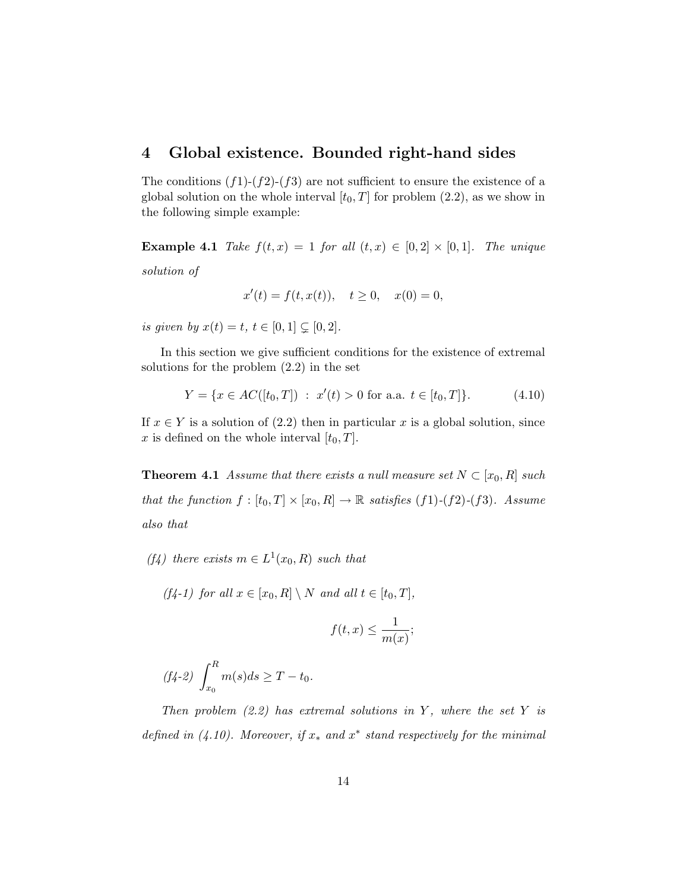## 4 Global existence. Bounded right-hand sides

The conditions $(f1)$-$(f2)$-$(f3)$ are not sufficient to ensure the existence of a global solution on the whole interval $[t_0, T]$ for problem (2.2), as we show in the following simple example:

**Example 4.1** *Take $f(t, x) = 1$ for all $(t, x) \in [0, 2] \times [0, 1]$. The unique solution of*

$$x'(t) = f(t, x(t)), \quad t \geq 0, \quad x(0) = 0,$$

*is given by $x(t) = t$, $t \in [0, 1] \subsetneq [0, 2]$.*

In this section we give sufficient conditions for the existence of extremal solutions for the problem (2.2) in the set

$$Y = \{x \in AC([t_0, T]) \ : \ x'(t) > 0 \text{ for a.a. } t \in [t_0, T]\}. \tag{4.10}$$

If $x \in Y$ is a solution of (2.2) then in particular $x$ is a global solution, since $x$ is defined on the whole interval $[t_0, T]$.

**Theorem 4.1** *Assume that there exists a null measure set $N \subset [x_0, R]$ such that the function $f : [t_0, T] \times [x_0, R] \to \mathbb{R}$ satisfies $(f1)$-$(f2)$-$(f3)$. Assume also that*

*(f4) there exists $m \in L^1(x_0, R)$ such that*

*(f4-1) for all $x \in [x_0, R] \setminus N$ and all $t \in [t_0, T]$,*

$$f(t, x) \leq \frac{1}{m(x)};$$

*(f4-2)* $\displaystyle\int_{x_0}^{R} m(s)ds \geq T - t_0.$

*Then problem (2.2) has extremal solutions in $Y$, where the set $Y$ is defined in (4.10). Moreover, if $x_*$ and $x^*$ stand respectively for the minimal*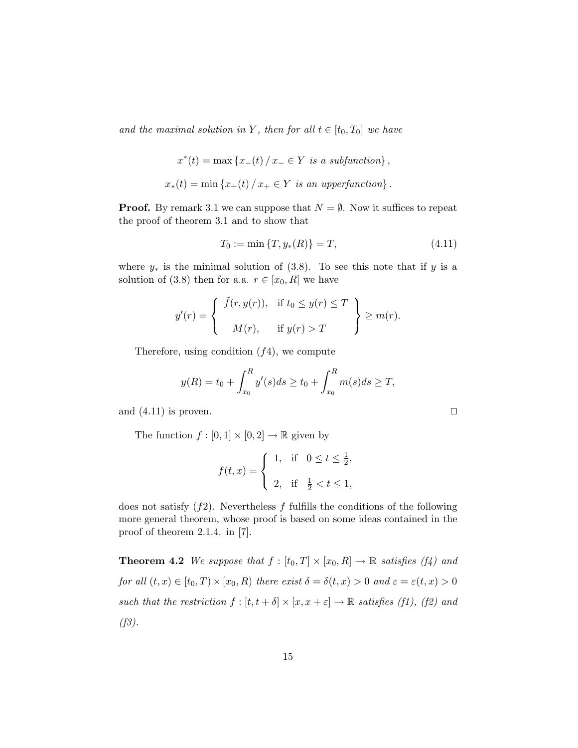*and the maximal solution in $Y$, then for all $t \in [t_0, T_0]$ we have*

$$x^*(t) = \max \{x_-(t) \,/\, x_- \in Y \text{ is a subfunction}\},$$

$$x_*(t) = \min \{x_+(t) \,/\, x_+ \in Y \text{ is an upperfunction}\}.$$

**Proof.** By remark 3.1 we can suppose that $N = \emptyset$. Now it suffices to repeat the proof of theorem 3.1 and to show that

$$T_0 := \min \{T, y_*(R)\} = T, \tag{4.11}$$

where $y_*$ is the minimal solution of (3.8). To see this note that if $y$ is a solution of (3.8) then for a.a. $r \in [x_0, R]$ we have

$$y'(r) = \left\{ \begin{array}{ll} \tilde{f}(r, y(r)), & \text{if } t_0 \le y(r) \le T \\ \\ M(r), & \text{if } y(r) > T \end{array} \right\} \ge m(r).$$

Therefore, using condition $(f4)$, we compute

$$y(R) = t_0 + \int_{x_0}^{R} y'(s)ds \ge t_0 + \int_{x_0}^{R} m(s)ds \ge T,$$

and (4.11) is proven. $\square$

The function $f : [0,1] \times [0,2] \to \mathbb{R}$ given by

$$f(t,x) = \begin{cases} 1, & \text{if} \quad 0 \le t \le \frac{1}{2}, \\ \\ 2, & \text{if} \quad \frac{1}{2} < t \le 1, \end{cases}$$

does not satisfy $(f2)$. Nevertheless $f$ fulfills the conditions of the following more general theorem, whose proof is based on some ideas contained in the proof of theorem 2.1.4. in [7].

**Theorem 4.2** *We suppose that $f : [t_0, T] \times [x_0, R] \to \mathbb{R}$ satisfies (f4) and for all $(t,x) \in [t_0, T) \times [x_0, R)$ there exist $\delta = \delta(t,x) > 0$ and $\varepsilon = \varepsilon(t,x) > 0$ such that the restriction $f : [t, t+\delta] \times [x, x+\varepsilon] \to \mathbb{R}$ satisfies (f1), (f2) and (f3).*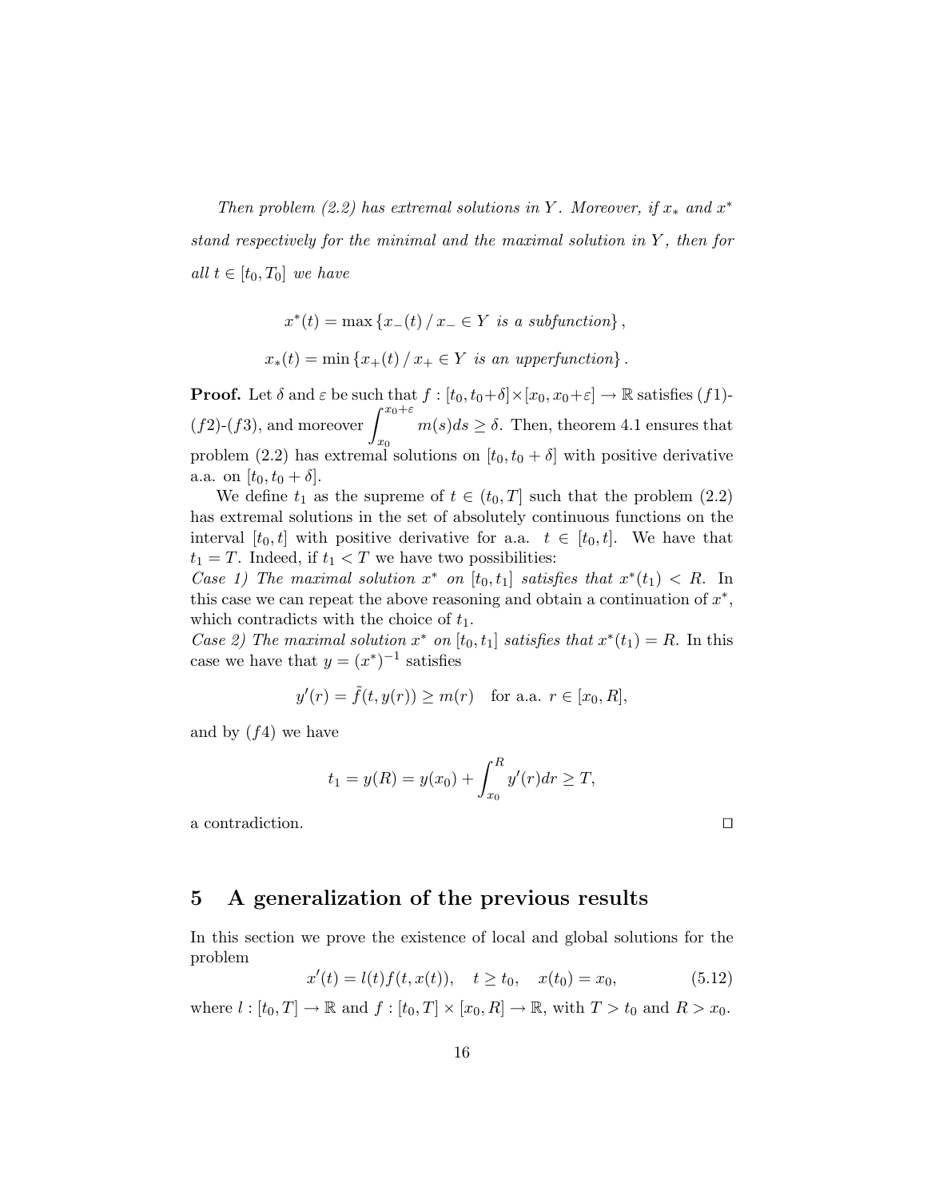*Then problem (2.2) has extremal solutions in $Y$. Moreover, if $x_*$ and $x^*$ stand respectively for the minimal and the maximal solution in $Y$, then for all $t \in [t_0, T_0]$ we have*

$$x^*(t) = \max \{x_-(t) \,/\, x_- \in Y \text{ is a subfunction}\},$$

$$x_*(t) = \min \{x_+(t) \,/\, x_+ \in Y \text{ is an upperfunction}\}.$$

**Proof.** Let $\delta$ and $\varepsilon$ be such that $f : [t_0, t_0+\delta]\times[x_0, x_0+\varepsilon] \to \mathbb{R}$ satisfies $(f1)$-$(f2)$-$(f3)$, and moreover $\displaystyle\int_{x_0}^{x_0+\varepsilon} m(s)ds \geq \delta$. Then, theorem 4.1 ensures that problem (2.2) has extremal solutions on $[t_0, t_0 + \delta]$ with positive derivative a.a. on $[t_0, t_0 + \delta]$.

We define $t_1$ as the supreme of $t \in (t_0, T]$ such that the problem (2.2) has extremal solutions in the set of absolutely continuous functions on the interval $[t_0, t]$ with positive derivative for a.a. $t \in [t_0, t]$. We have that $t_1 = T$. Indeed, if $t_1 < T$ we have two possibilities:

*Case 1) The maximal solution $x^*$ on $[t_0, t_1]$ satisfies that $x^*(t_1) < R$.* In this case we can repeat the above reasoning and obtain a continuation of $x^*$, which contradicts with the choice of $t_1$.

*Case 2) The maximal solution $x^*$ on $[t_0, t_1]$ satisfies that $x^*(t_1) = R$.* In this case we have that $y = (x^*)^{-1}$ satisfies

$$y'(r) = \tilde{f}(t, y(r)) \geq m(r) \quad \text{for a.a. } r \in [x_0, R],$$

and by $(f4)$ we have

$$t_1 = y(R) = y(x_0) + \int_{x_0}^{R} y'(r)dr \geq T,$$

a contradiction. □

## 5 A generalization of the previous results

In this section we prove the existence of local and global solutions for the problem

$$x'(t) = l(t)f(t, x(t)), \quad t \geq t_0, \quad x(t_0) = x_0, \tag{5.12}$$

where $l : [t_0, T] \to \mathbb{R}$ and $f : [t_0, T] \times [x_0, R] \to \mathbb{R}$, with $T > t_0$ and $R > x_0$.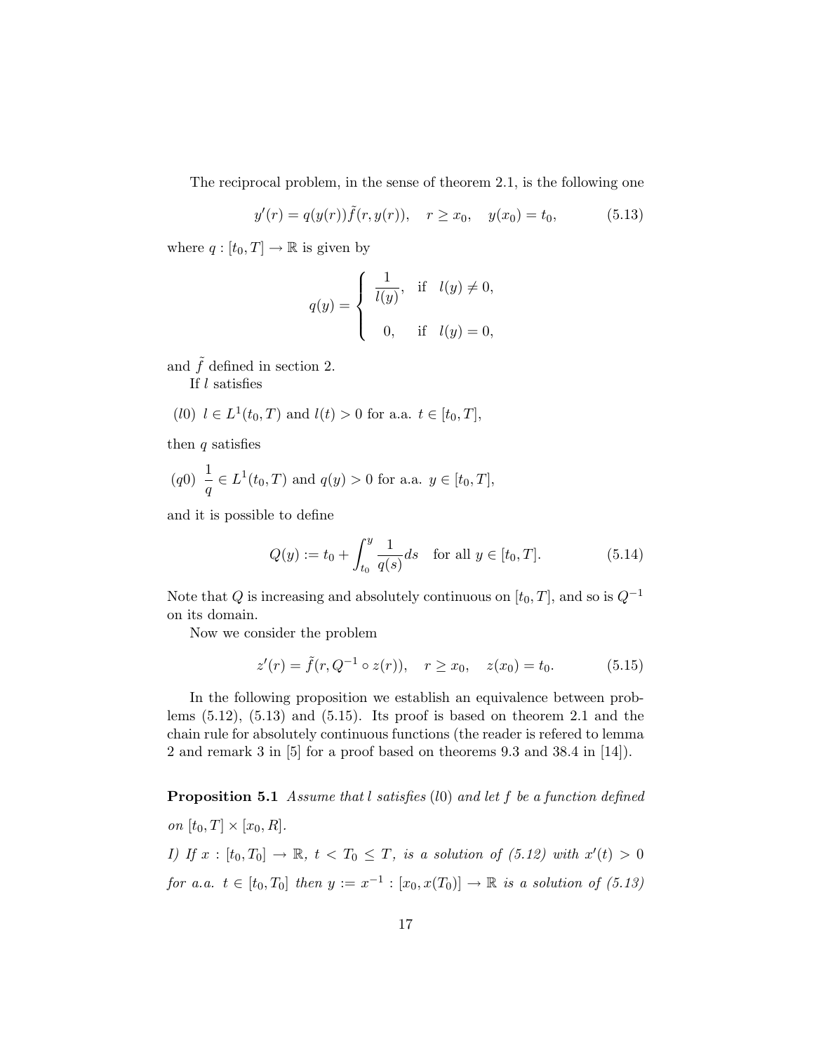The reciprocal problem, in the sense of theorem 2.1, is the following one

$$y'(r) = q(y(r))\tilde{f}(r, y(r)), \quad r \geq x_0, \quad y(x_0) = t_0, \tag{5.13}$$

where $q : [t_0, T] \to \mathbb{R}$ is given by

$$q(y) = \begin{cases} \dfrac{1}{l(y)}, & \text{if} \quad l(y) \neq 0, \\ \\ 0, & \text{if} \quad l(y) = 0, \end{cases}$$

and $\tilde{f}$ defined in section 2.

If $l$ satisfies

($l0$) $l \in L^1(t_0, T)$ and $l(t) > 0$ for a.a. $t \in [t_0, T]$,

then $q$ satisfies

($q0$) $\dfrac{1}{q} \in L^1(t_0, T)$ and $q(y) > 0$ for a.a. $y \in [t_0, T]$,

and it is possible to define

$$Q(y) := t_0 + \int_{t_0}^{y} \frac{1}{q(s)} ds \quad \text{for all } y \in [t_0, T]. \tag{5.14}$$

Note that $Q$ is increasing and absolutely continuous on $[t_0, T]$, and so is $Q^{-1}$ on its domain.

Now we consider the problem

$$z'(r) = \tilde{f}(r, Q^{-1} \circ z(r)), \quad r \geq x_0, \quad z(x_0) = t_0. \tag{5.15}$$

In the following proposition we establish an equivalence between problems (5.12), (5.13) and (5.15). Its proof is based on theorem 2.1 and the chain rule for absolutely continuous functions (the reader is refered to lemma 2 and remark 3 in [5] for a proof based on theorems 9.3 and 38.4 in [14]).

**Proposition 5.1** *Assume that $l$ satisfies ($l0$) and let $f$ be a function defined on $[t_0, T] \times [x_0, R]$.*

*I) If $x : [t_0, T_0] \to \mathbb{R}$, $t < T_0 \leq T$, is a solution of (5.12) with $x'(t) > 0$ for a.a. $t \in [t_0, T_0]$ then $y := x^{-1} : [x_0, x(T_0)] \to \mathbb{R}$ is a solution of (5.13)*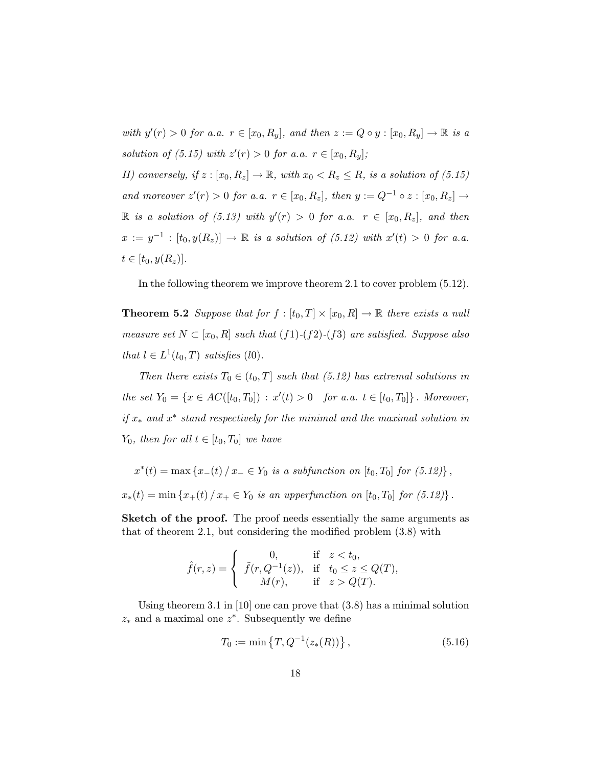*with $y'(r) > 0$ for a.a. $r \in [x_0, R_y]$, and then $z := Q \circ y : [x_0, R_y] \to \mathbb{R}$ is a solution of (5.15) with $z'(r) > 0$ for a.a. $r \in [x_0, R_y]$;*

*II) conversely, if $z : [x_0, R_z] \to \mathbb{R}$, with $x_0 < R_z \leq R$, is a solution of (5.15) and moreover $z'(r) > 0$ for a.a. $r \in [x_0, R_z]$, then $y := Q^{-1} \circ z : [x_0, R_z] \to \mathbb{R}$ is a solution of (5.13) with $y'(r) > 0$ for a.a. $r \in [x_0, R_z]$, and then $x := y^{-1} : [t_0, y(R_z)] \to \mathbb{R}$ is a solution of (5.12) with $x'(t) > 0$ for a.a. $t \in [t_0, y(R_z)]$.*

In the following theorem we improve theorem 2.1 to cover problem (5.12).

**Theorem 5.2** *Suppose that for $f : [t_0, T] \times [x_0, R] \to \mathbb{R}$ there exists a null measure set $N \subset [x_0, R]$ such that $(f1)$-$(f2)$-$(f3)$ are satisfied. Suppose also that $l \in L^1(t_0, T)$ satisfies $(l0)$.*

*Then there exists $T_0 \in (t_0, T]$ such that (5.12) has extremal solutions in the set $Y_0 = \{x \in AC([t_0, T_0]) : x'(t) > 0 \quad \text{for a.a. } t \in [t_0, T_0]\}$. Moreover, if $x_*$ and $x^*$ stand respectively for the minimal and the maximal solution in $Y_0$, then for all $t \in [t_0, T_0]$ we have*

$$x^*(t) = \max \{x_-(t) \,/\, x_- \in Y_0 \text{ is a subfunction on } [t_0, T_0] \text{ for (5.12)}\},$$

$$x_*(t) = \min \{x_+(t) \,/\, x_+ \in Y_0 \text{ is an upperfunction on } [t_0, T_0] \text{ for (5.12)}\}.$$

**Sketch of the proof.** The proof needs essentially the same arguments as that of theorem 2.1, but considering the modified problem (3.8) with

$$\hat{f}(r, z) = \begin{cases} 0, & \text{if } \ z < t_0, \\ \tilde{f}(r, Q^{-1}(z)), & \text{if } \ t_0 \leq z \leq Q(T), \\ M(r), & \text{if } \ z > Q(T). \end{cases}$$

Using theorem 3.1 in [10] one can prove that (3.8) has a minimal solution $z_*$ and a maximal one $z^*$. Subsequently we define

$$T_0 := \min \left\{ T, Q^{-1}(z_*(R)) \right\}, \tag{5.16}$$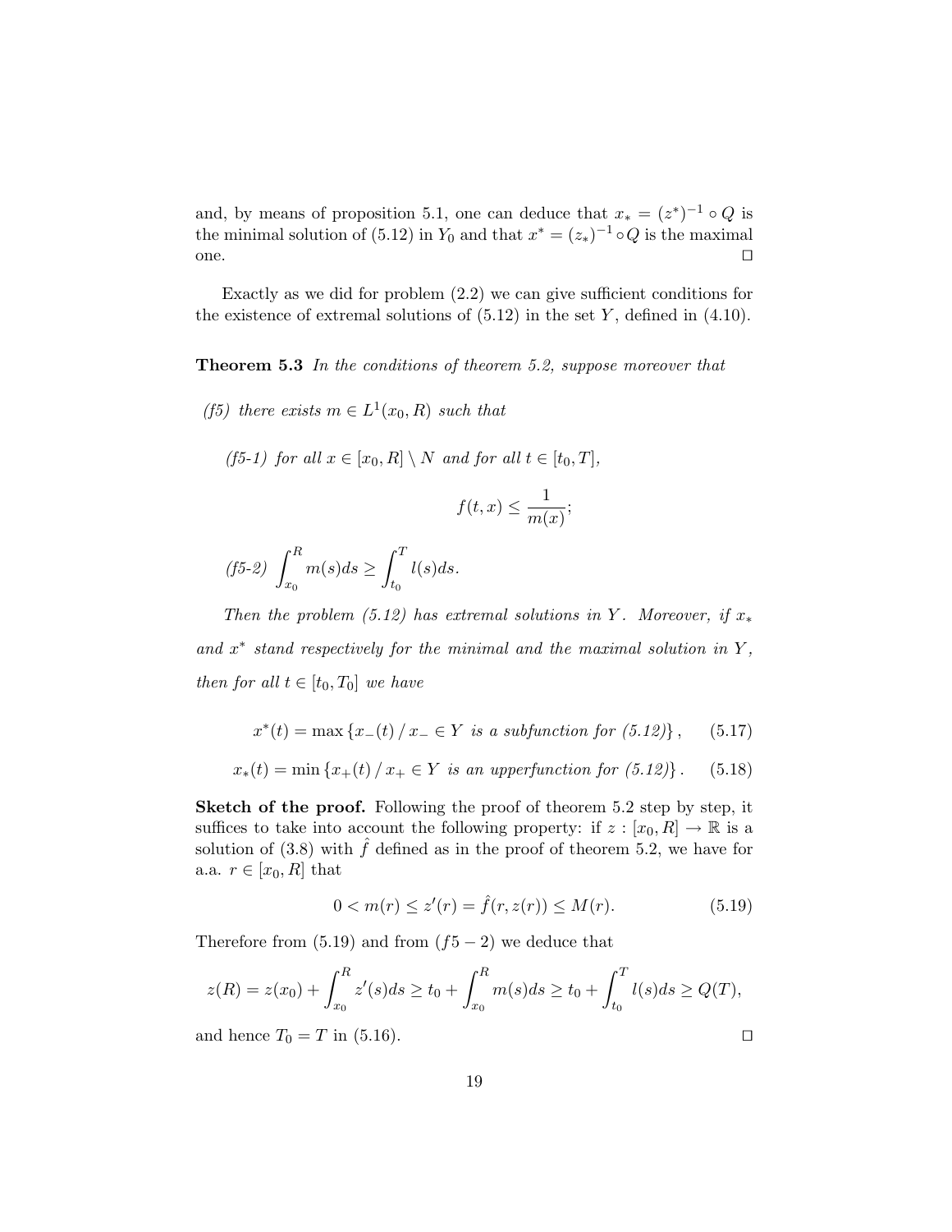and, by means of proposition 5.1, one can deduce that $x_* = (z^*)^{-1} \circ Q$ is the minimal solution of (5.12) in $Y_0$ and that $x^* = (z_*)^{-1} \circ Q$ is the maximal one. $\square$

Exactly as we did for problem (2.2) we can give sufficient conditions for the existence of extremal solutions of (5.12) in the set $Y$, defined in (4.10).

**Theorem 5.3** *In the conditions of theorem 5.2, suppose moreover that*

*(f5) there exists $m \in L^1(x_0, R)$ such that*

*(f5-1) for all $x \in [x_0, R] \setminus N$ and for all $t \in [t_0, T]$,*

$$f(t, x) \leq \frac{1}{m(x)};$$

*(f5-2)* $\displaystyle\int_{x_0}^{R} m(s)ds \geq \int_{t_0}^{T} l(s)ds.$

*Then the problem (5.12) has extremal solutions in $Y$. Moreover, if $x_*$ and $x^*$ stand respectively for the minimal and the maximal solution in $Y$, then for all $t \in [t_0, T_0]$ we have*

$$x^*(t) = \max\{x_-(t) \,/\, x_- \in Y \text{ is a subfunction for (5.12)}\}, \tag{5.17}$$

$$x_*(t) = \min\{x_+(t) \,/\, x_+ \in Y \text{ is an upperfunction for (5.12)}\}. \tag{5.18}$$

**Sketch of the proof.** Following the proof of theorem 5.2 step by step, it suffices to take into account the following property: if $z : [x_0, R] \to \mathbb{R}$ is a solution of (3.8) with $\hat{f}$ defined as in the proof of theorem 5.2, we have for a.a. $r \in [x_0, R]$ that

$$0 < m(r) \leq z'(r) = \hat{f}(r, z(r)) \leq M(r). \tag{5.19}$$

Therefore from (5.19) and from $(f5-2)$ we deduce that

$$z(R) = z(x_0) + \int_{x_0}^{R} z'(s)ds \geq t_0 + \int_{x_0}^{R} m(s)ds \geq t_0 + \int_{t_0}^{T} l(s)ds \geq Q(T),$$

and hence $T_0 = T$ in (5.16). $\square$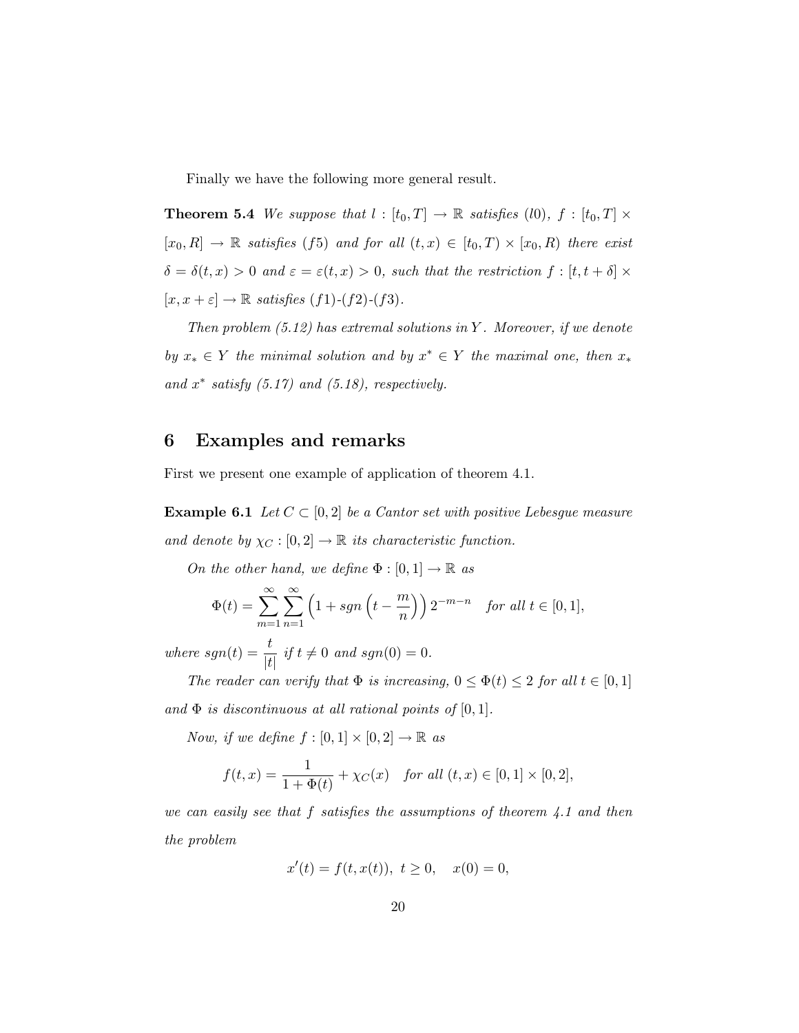Finally we have the following more general result.

**Theorem 5.4** *We suppose that $l : [t_0, T] \to \mathbb{R}$ satisfies (l0), $f : [t_0, T] \times [x_0, R] \to \mathbb{R}$ satisfies (f5) and for all $(t, x) \in [t_0, T) \times [x_0, R)$ there exist $\delta = \delta(t, x) > 0$ and $\varepsilon = \varepsilon(t, x) > 0$, such that the restriction $f : [t, t + \delta] \times [x, x + \varepsilon] \to \mathbb{R}$ satisfies (f1)-(f2)-(f3).*

*Then problem (5.12) has extremal solutions in $Y$. Moreover, if we denote by $x_* \in Y$ the minimal solution and by $x^* \in Y$ the maximal one, then $x_*$ and $x^*$ satisfy (5.17) and (5.18), respectively.*

## 6 Examples and remarks

First we present one example of application of theorem 4.1.

**Example 6.1** *Let $C \subset [0, 2]$ be a Cantor set with positive Lebesgue measure and denote by $\chi_C : [0, 2] \to \mathbb{R}$ its characteristic function.*

*On the other hand, we define $\Phi : [0, 1] \to \mathbb{R}$ as*

$$\Phi(t) = \sum_{m=1}^{\infty} \sum_{n=1}^{\infty} \left(1 + sgn\left(t - \frac{m}{n}\right)\right) 2^{-m-n} \quad \text{for all } t \in [0, 1],$$

*where $sgn(t) = \dfrac{t}{|t|}$ if $t \neq 0$ and $sgn(0) = 0$.*

*The reader can verify that $\Phi$ is increasing, $0 \leq \Phi(t) \leq 2$ for all $t \in [0, 1]$ and $\Phi$ is discontinuous at all rational points of $[0, 1]$.*

*Now, if we define $f : [0, 1] \times [0, 2] \to \mathbb{R}$ as*

$$f(t, x) = \frac{1}{1 + \Phi(t)} + \chi_C(x) \quad \text{for all } (t, x) \in [0, 1] \times [0, 2],$$

*we can easily see that $f$ satisfies the assumptions of theorem 4.1 and then the problem*

$$x'(t) = f(t, x(t)), \ t \geq 0, \quad x(0) = 0,$$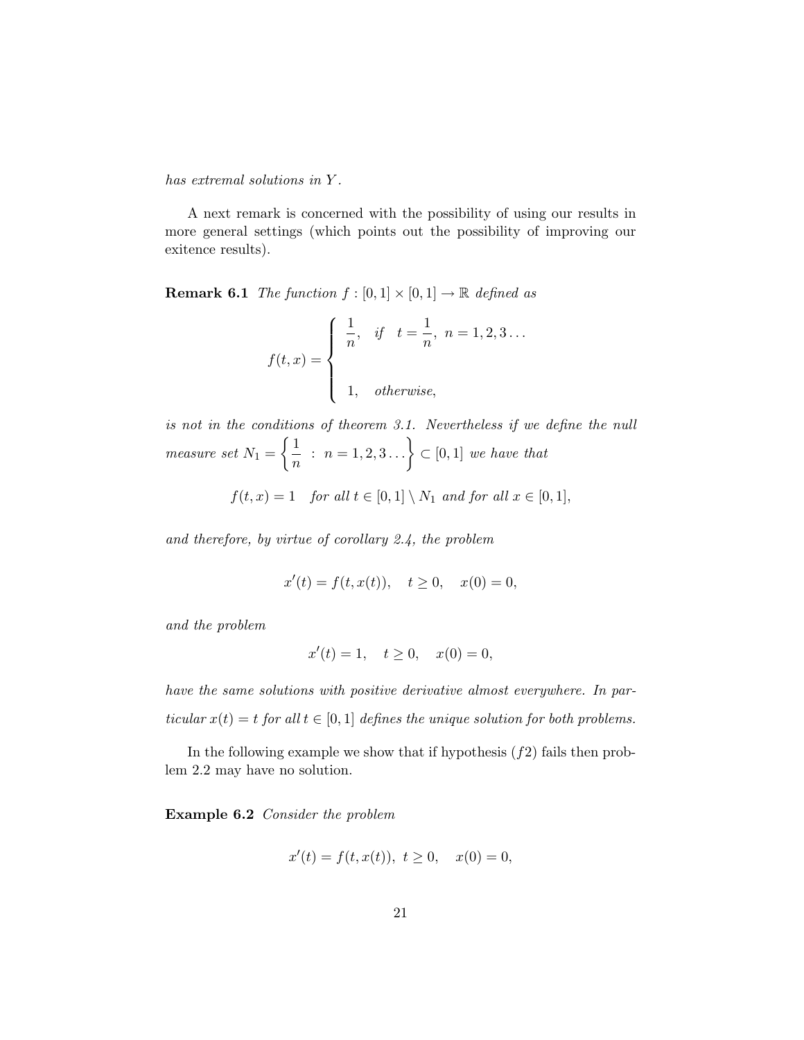*has extremal solutions in $Y$.*

A next remark is concerned with the possibility of using our results in more general settings (which points out the possibility of improving our exitence results).

**Remark 6.1** *The function $f : [0,1] \times [0,1] \to \mathbb{R}$ defined as*

$$f(t,x) = \begin{cases} \dfrac{1}{n}, & \text{if} \quad t = \dfrac{1}{n}, \; n = 1,2,3\ldots \\ \\ 1, & \text{otherwise}, \end{cases}$$

*is not in the conditions of theorem 3.1. Nevertheless if we define the null measure set $N_1 = \left\{ \dfrac{1}{n} \;:\; n = 1,2,3\ldots \right\} \subset [0,1]$ we have that*

$$f(t,x) = 1 \quad \text{for all } t \in [0,1] \setminus N_1 \text{ and for all } x \in [0,1],$$

*and therefore, by virtue of corollary 2.4, the problem*

$$x'(t) = f(t, x(t)), \quad t \geq 0, \quad x(0) = 0,$$

*and the problem*

$$x'(t) = 1, \quad t \geq 0, \quad x(0) = 0,$$

*have the same solutions with positive derivative almost everywhere. In particular $x(t) = t$ for all $t \in [0,1]$ defines the unique solution for both problems.*

In the following example we show that if hypothesis $(f2)$ fails then problem 2.2 may have no solution.

**Example 6.2** *Consider the problem*

$$x'(t) = f(t, x(t)), \; t \geq 0, \quad x(0) = 0,$$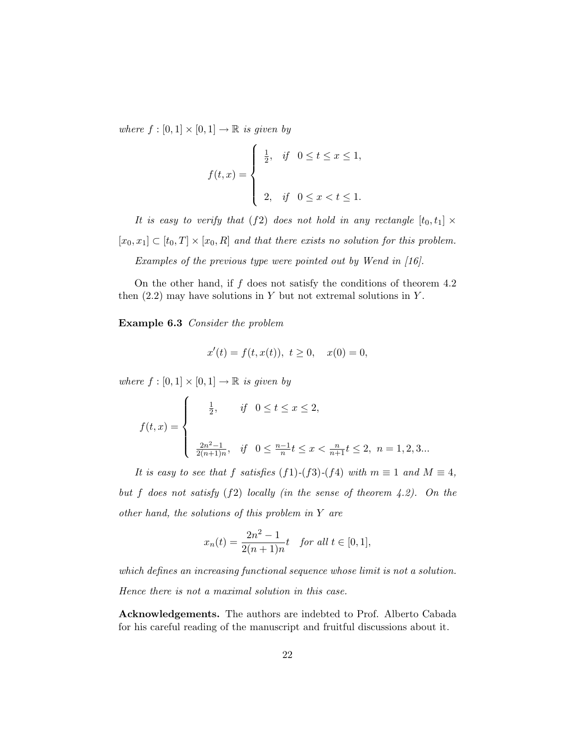*where* $f : [0,1] \times [0,1] \to \mathbb{R}$ *is given by*

$$f(t,x) = \begin{cases} \frac{1}{2}, & \text{if} \quad 0 \le t \le x \le 1, \\ \\ 2, & \text{if} \quad 0 \le x < t \le 1. \end{cases}$$

*It is easy to verify that* $(f2)$ *does not hold in any rectangle* $[t_0, t_1] \times [x_0, x_1] \subset [t_0, T] \times [x_0, R]$ *and that there exists no solution for this problem.*

*Examples of the previous type were pointed out by Wend in [16].*

On the other hand, if $f$ does not satisfy the conditions of theorem 4.2 then (2.2) may have solutions in $Y$ but not extremal solutions in $Y$.

**Example 6.3** *Consider the problem*

$$x'(t) = f(t, x(t)), \ t \ge 0, \quad x(0) = 0,$$

*where* $f : [0,1] \times [0,1] \to \mathbb{R}$ *is given by*

$$f(t,x) = \begin{cases} \frac{1}{2}, & \text{if} \quad 0 \le t \le x \le 2, \\ \\ \frac{2n^2-1}{2(n+1)n}, & \text{if} \quad 0 \le \frac{n-1}{n} t \le x < \frac{n}{n+1} t \le 2, \ n = 1,2,3... \end{cases}$$

*It is easy to see that* $f$ *satisfies* $(f1)$*-*$(f3)$*-*$(f4)$ *with* $m \equiv 1$ *and* $M \equiv 4$*, but* $f$ *does not satisfy* $(f2)$ *locally (in the sense of theorem 4.2). On the other hand, the solutions of this problem in* $Y$ *are*

$$x_n(t) = \frac{2n^2-1}{2(n+1)n} t \quad \text{for all } t \in [0,1],$$

*which defines an increasing functional sequence whose limit is not a solution. Hence there is not a maximal solution in this case.*

**Acknowledgements.** The authors are indebted to Prof. Alberto Cabada for his careful reading of the manuscript and fruitful discussions about it.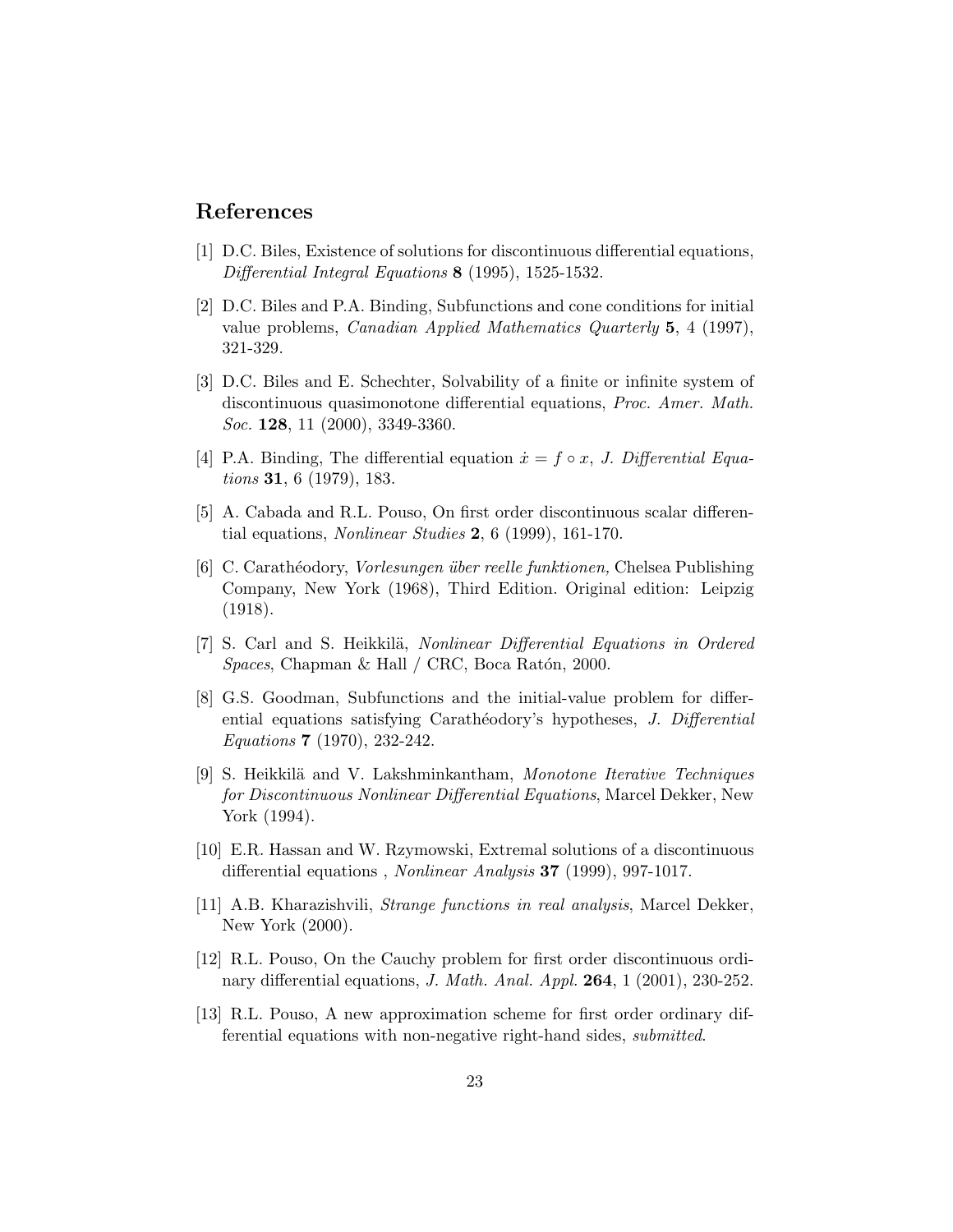## References

[1] D.C. Biles, Existence of solutions for discontinuous differential equations, *Differential Integral Equations* **8** (1995), 1525-1532.

[2] D.C. Biles and P.A. Binding, Subfunctions and cone conditions for initial value problems, *Canadian Applied Mathematics Quarterly* **5**, 4 (1997), 321-329.

[3] D.C. Biles and E. Schechter, Solvability of a finite or infinite system of discontinuous quasimonotone differential equations, *Proc. Amer. Math. Soc.* **128**, 11 (2000), 3349-3360.

[4] P.A. Binding, The differential equation $\dot{x} = f \circ x$, *J. Differential Equations* **31**, 6 (1979), 183.

[5] A. Cabada and R.L. Pouso, On first order discontinuous scalar differential equations, *Nonlinear Studies* **2**, 6 (1999), 161-170.

[6] C. Carathéodory, *Vorlesungen über reelle funktionen,* Chelsea Publishing Company, New York (1968), Third Edition. Original edition: Leipzig (1918).

[7] S. Carl and S. Heikkilä, *Nonlinear Differential Equations in Ordered Spaces*, Chapman & Hall / CRC, Boca Ratón, 2000.

[8] G.S. Goodman, Subfunctions and the initial-value problem for differential equations satisfying Carathéodory's hypotheses, *J. Differential Equations* **7** (1970), 232-242.

[9] S. Heikkilä and V. Lakshminkantham, *Monotone Iterative Techniques for Discontinuous Nonlinear Differential Equations*, Marcel Dekker, New York (1994).

[10] E.R. Hassan and W. Rzymowski, Extremal solutions of a discontinuous differential equations , *Nonlinear Analysis* **37** (1999), 997-1017.

[11] A.B. Kharazishvili, *Strange functions in real analysis*, Marcel Dekker, New York (2000).

[12] R.L. Pouso, On the Cauchy problem for first order discontinuous ordinary differential equations, *J. Math. Anal. Appl.* **264**, 1 (2001), 230-252.

[13] R.L. Pouso, A new approximation scheme for first order ordinary differential equations with non-negative right-hand sides, *submitted*.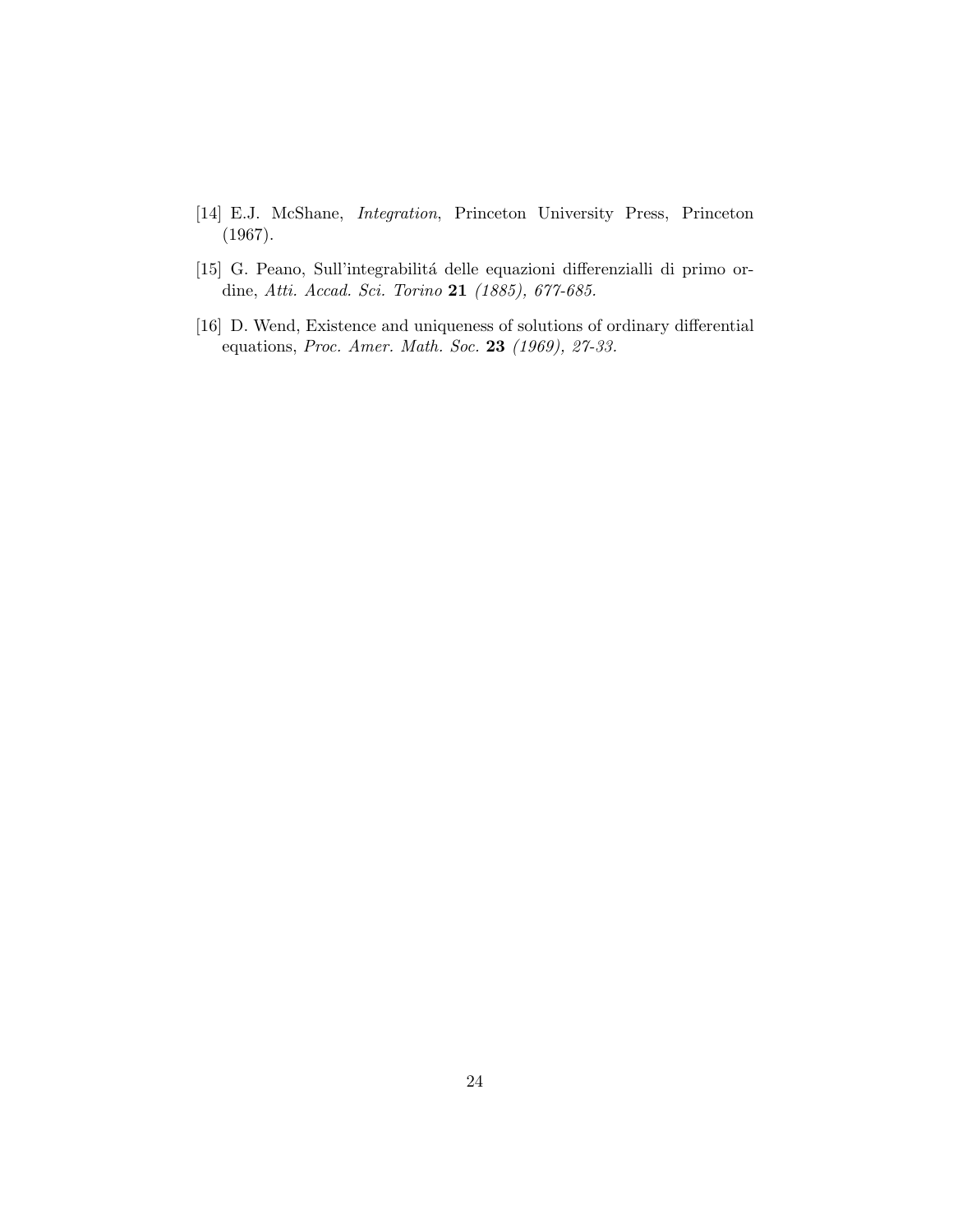[14] E.J. McShane, *Integration*, Princeton University Press, Princeton (1967).

[15] G. Peano, Sull'integrabilitá delle equazioni differenzialli di primo ordine, *Atti. Accad. Sci. Torino* **21** *(1885), 677-685.*

[16] D. Wend, Existence and uniqueness of solutions of ordinary differential equations, *Proc. Amer. Math. Soc.* **23** *(1969), 27-33.*